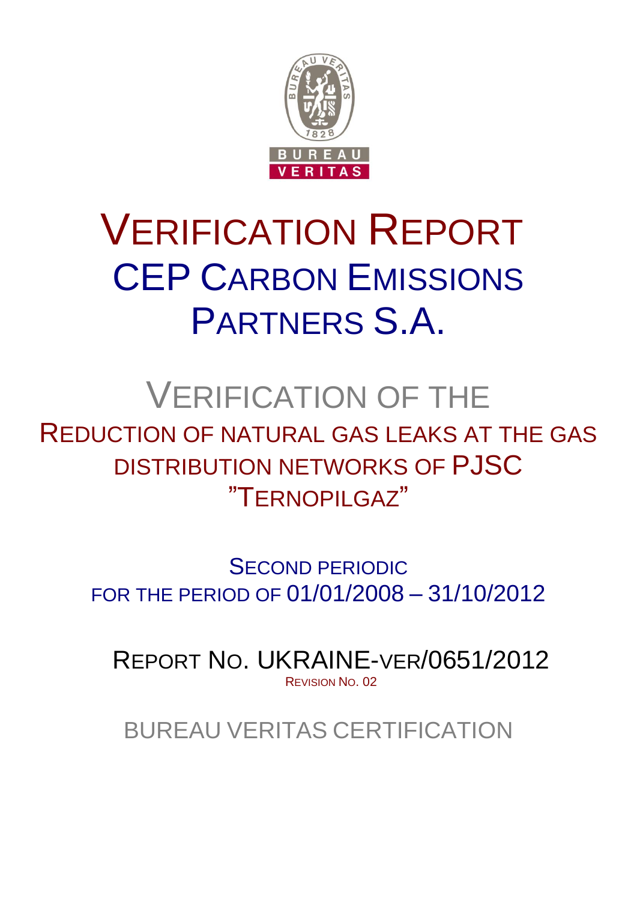# VERIFICATION REPORT

# CEP CARBON EMISSIONS PARTNERS S.A.

## VERIFICATION OF THE

## REDUCTION OF NATURAL GAS LEAKS AT THE GAS DISTRIBUTION NETWORKS OF PJSC "TERNOPILGAZ"

SECOND PERIODIC
FOR THE PERIOD OF 01/01/2008 – 31/10/2012

REPORT NO. UKRAINE-VER/0651/2012

REVISION NO. 02

BUREAU VERITAS CERTIFICATION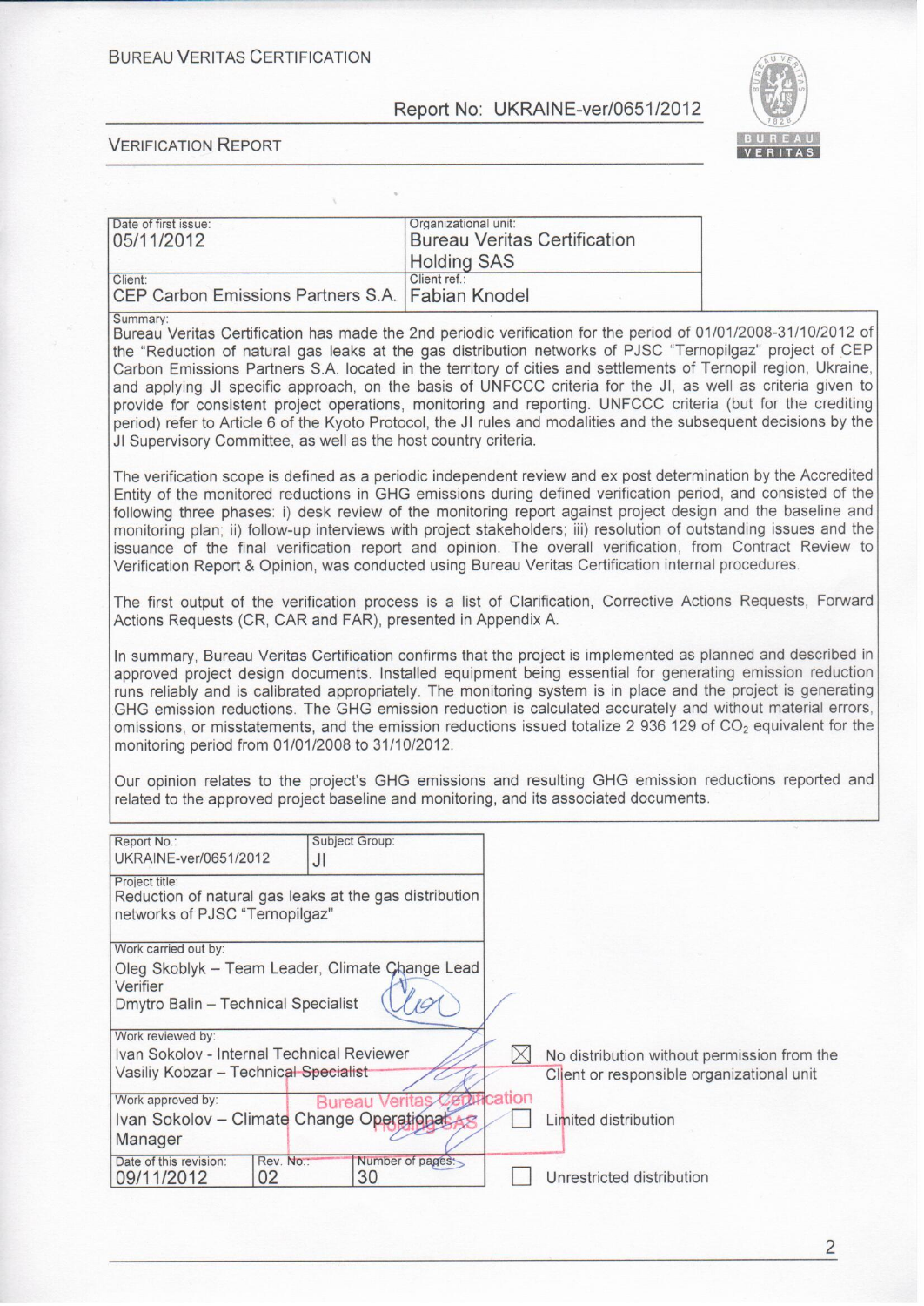BUREAU VERITAS CERTIFICATION

Report No: UKRAINE-ver/0651/2012

VERIFICATION REPORT

| Date of first issue: 05/11/2012 | Organizational unit: Bureau Veritas Certification Holding SAS |
|---|---|
| Client: CEP Carbon Emissions Partners S.A. | Client ref.: Fabian Knodel |

Summary:

Bureau Veritas Certification has made the 2nd periodic verification for the period of 01/01/2008-31/10/2012 of the "Reduction of natural gas leaks at the gas distribution networks of PJSC "Ternopilgaz" project of CEP Carbon Emissions Partners S.A. located in the territory of cities and settlements of Ternopil region, Ukraine, and applying JI specific approach, on the basis of UNFCCC criteria for the JI, as well as criteria given to provide for consistent project operations, monitoring and reporting. UNFCCC criteria (but for the crediting period) refer to Article 6 of the Kyoto Protocol, the JI rules and modalities and the subsequent decisions by the JI Supervisory Committee, as well as the host country criteria.

The verification scope is defined as a periodic independent review and ex post determination by the Accredited Entity of the monitored reductions in GHG emissions during defined verification period, and consisted of the following three phases: i) desk review of the monitoring report against project design and the baseline and monitoring plan; ii) follow-up interviews with project stakeholders; iii) resolution of outstanding issues and the issuance of the final verification report and opinion. The overall verification, from Contract Review to Verification Report & Opinion, was conducted using Bureau Veritas Certification internal procedures.

The first output of the verification process is a list of Clarification, Corrective Actions Requests, Forward Actions Requests (CR, CAR and FAR), presented in Appendix A.

In summary, Bureau Veritas Certification confirms that the project is implemented as planned and described in approved project design documents. Installed equipment being essential for generating emission reduction runs reliably and is calibrated appropriately. The monitoring system is in place and the project is generating GHG emission reductions. The GHG emission reduction is calculated accurately and without material errors, omissions, or misstatements, and the emission reductions issued totalize 2 936 129 of $CO_2$ equivalent for the monitoring period from 01/01/2008 to 31/10/2012.

Our opinion relates to the project's GHG emissions and resulting GHG emission reductions reported and related to the approved project baseline and monitoring, and its associated documents.

| Report No.: UKRAINE-ver/0651/2012 | Subject Group: JI | |
|---|---|---|
| Project title: Reduction of natural gas leaks at the gas distribution networks of PJSC "Ternopilgaz" | | |
| Work carried out by: Oleg Skoblyk – Team Leader, Climate Change Lead Verifier; Dmytro Balin – Technical Specialist | | |
| Work reviewed by: Ivan Sokolov - Internal Technical Reviewer; Vasiliy Kobzar – Technical Specialist | | |
| Work approved by: Ivan Sokolov – Climate Change Operational Manager | | |
| Date of this revision: 09/11/2012 | Rev. No.: 02 | Number of pages: 30 |

- [x] No distribution without permission from the Client or responsible organizational unit
- [ ] Limited distribution
- [ ] Unrestricted distribution

Bureau Veritas Certification Holding SAS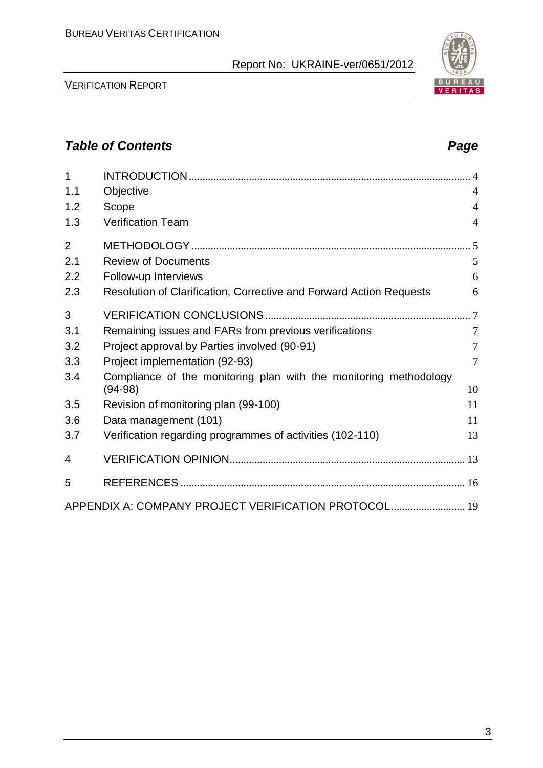## *Table of Contents* *Page*

| | | |
|---|---|---|
| 1 | INTRODUCTION | 4 |
| 1.1 | Objective | 4 |
| 1.2 | Scope | 4 |
| 1.3 | Verification Team | 4 |
| 2 | METHODOLOGY | 5 |
| 2.1 | Review of Documents | 5 |
| 2.2 | Follow-up Interviews | 6 |
| 2.3 | Resolution of Clarification, Corrective and Forward Action Requests | 6 |
| 3 | VERIFICATION CONCLUSIONS | 7 |
| 3.1 | Remaining issues and FARs from previous verifications | 7 |
| 3.2 | Project approval by Parties involved (90-91) | 7 |
| 3.3 | Project implementation (92-93) | 7 |
| 3.4 | Compliance of the monitoring plan with the monitoring methodology (94-98) | 10 |
| 3.5 | Revision of monitoring plan (99-100) | 11 |
| 3.6 | Data management (101) | 11 |
| 3.7 | Verification regarding programmes of activities (102-110) | 13 |
| 4 | VERIFICATION OPINION | 13 |
| 5 | REFERENCES | 16 |
| | APPENDIX A: COMPANY PROJECT VERIFICATION PROTOCOL | 19 |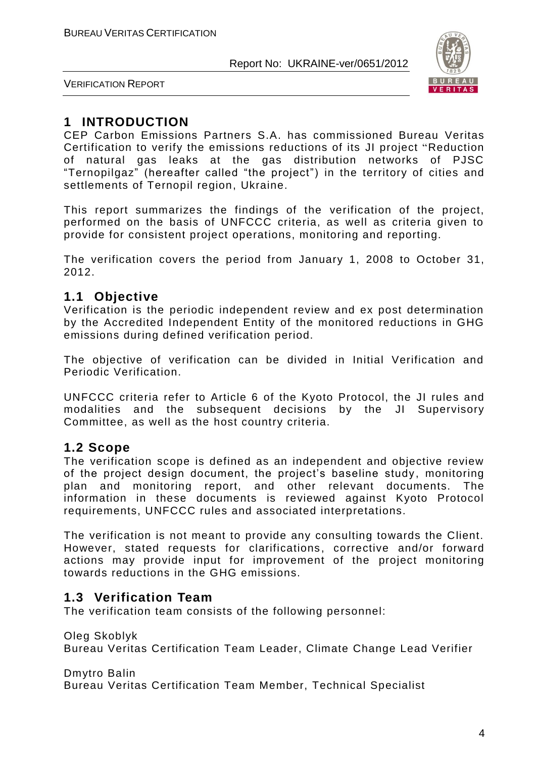# 1 INTRODUCTION

CEP Carbon Emissions Partners S.A. has commissioned Bureau Veritas Certification to verify the emissions reductions of its JI project "Reduction of natural gas leaks at the gas distribution networks of PJSC "Ternopilgaz" (hereafter called "the project") in the territory of cities and settlements of Ternopil region, Ukraine.

This report summarizes the findings of the verification of the project, performed on the basis of UNFCCC criteria, as well as criteria given to provide for consistent project operations, monitoring and reporting.

The verification covers the period from January 1, 2008 to October 31, 2012.

## 1.1 Objective

Verification is the periodic independent review and ex post determination by the Accredited Independent Entity of the monitored reductions in GHG emissions during defined verification period.

The objective of verification can be divided in Initial Verification and Periodic Verification.

UNFCCC criteria refer to Article 6 of the Kyoto Protocol, the JI rules and modalities and the subsequent decisions by the JI Supervisory Committee, as well as the host country criteria.

## 1.2 Scope

The verification scope is defined as an independent and objective review of the project design document, the project's baseline study, monitoring plan and monitoring report, and other relevant documents. The information in these documents is reviewed against Kyoto Protocol requirements, UNFCCC rules and associated interpretations.

The verification is not meant to provide any consulting towards the Client. However, stated requests for clarifications, corrective and/or forward actions may provide input for improvement of the project monitoring towards reductions in the GHG emissions.

## 1.3 Verification Team

The verification team consists of the following personnel:

Oleg Skoblyk
Bureau Veritas Certification Team Leader, Climate Change Lead Verifier

Dmytro Balin
Bureau Veritas Certification Team Member, Technical Specialist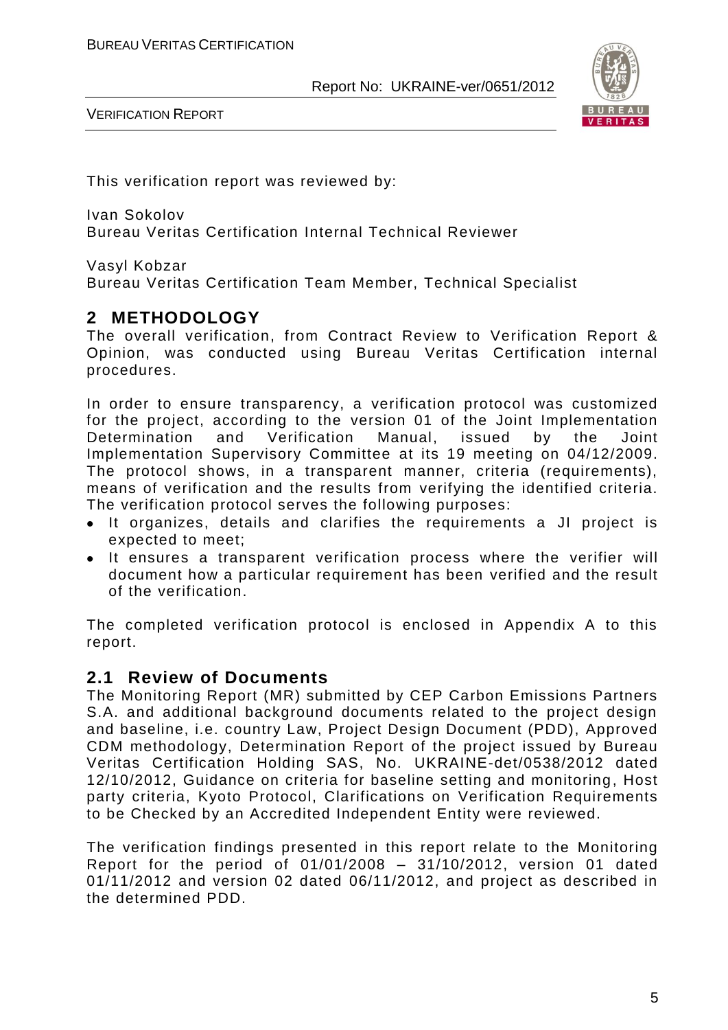This verification report was reviewed by:

Ivan Sokolov
Bureau Veritas Certification Internal Technical Reviewer

Vasyl Kobzar
Bureau Veritas Certification Team Member, Technical Specialist

## 2 METHODOLOGY

The overall verification, from Contract Review to Verification Report & Opinion, was conducted using Bureau Veritas Certification internal procedures.

In order to ensure transparency, a verification protocol was customized for the project, according to the version 01 of the Joint Implementation Determination and Verification Manual, issued by the Joint Implementation Supervisory Committee at its 19 meeting on 04/12/2009. The protocol shows, in a transparent manner, criteria (requirements), means of verification and the results from verifying the identified criteria. The verification protocol serves the following purposes:

- It organizes, details and clarifies the requirements a JI project is expected to meet;
- It ensures a transparent verification process where the verifier will document how a particular requirement has been verified and the result of the verification.

The completed verification protocol is enclosed in Appendix A to this report.

### 2.1 Review of Documents

The Monitoring Report (MR) submitted by CEP Carbon Emissions Partners S.A. and additional background documents related to the project design and baseline, i.e. country Law, Project Design Document (PDD), Approved CDM methodology, Determination Report of the project issued by Bureau Veritas Certification Holding SAS, No. UKRAINE-det/0538/2012 dated 12/10/2012, Guidance on criteria for baseline setting and monitoring, Host party criteria, Kyoto Protocol, Clarifications on Verification Requirements to be Checked by an Accredited Independent Entity were reviewed.

The verification findings presented in this report relate to the Monitoring Report for the period of 01/01/2008 – 31/10/2012, version 01 dated 01/11/2012 and version 02 dated 06/11/2012, and project as described in the determined PDD.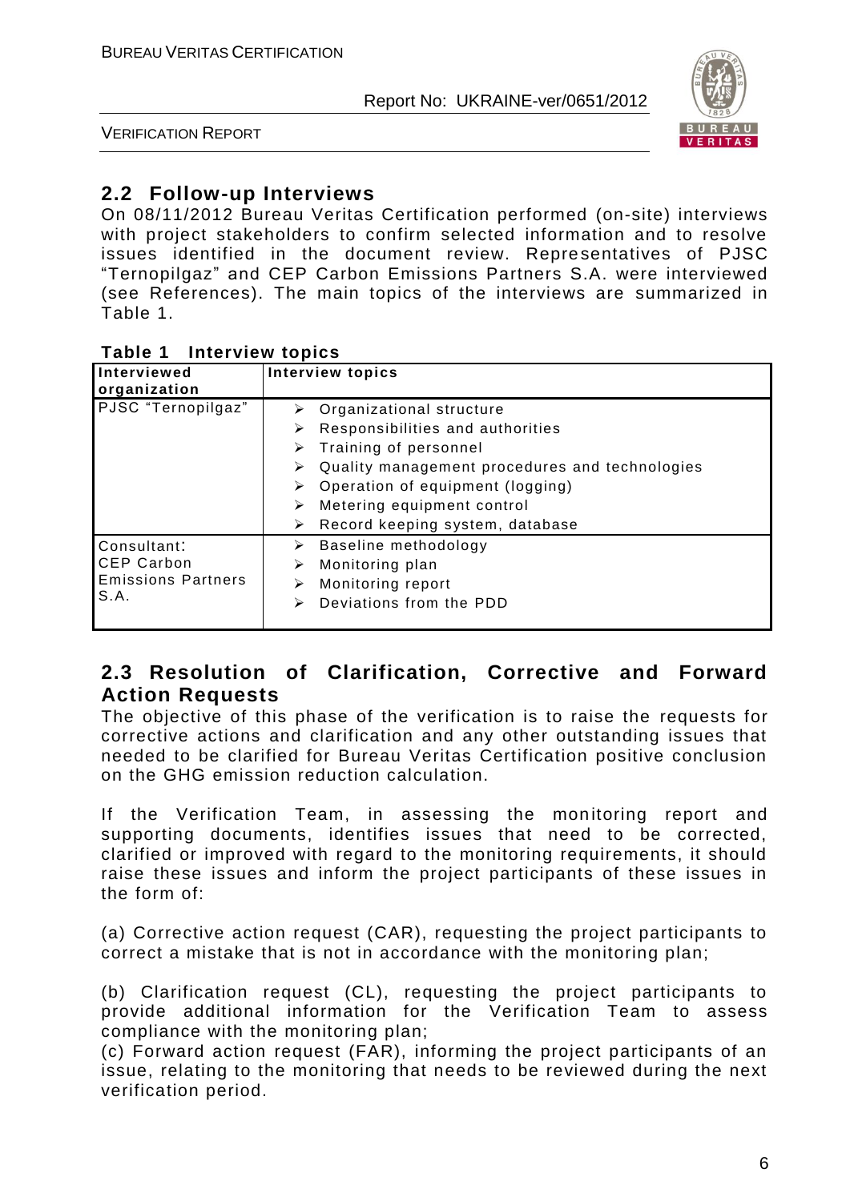## 2.2 Follow-up Interviews

On 08/11/2012 Bureau Veritas Certification performed (on-site) interviews with project stakeholders to confirm selected information and to resolve issues identified in the document review. Representatives of PJSC "Ternopilgaz" and CEP Carbon Emissions Partners S.A. were interviewed (see References). The main topics of the interviews are summarized in Table 1.

**Table 1 Interview topics**

| Interviewed organization | Interview topics |
|---|---|
| PJSC "Ternopilgaz" | ➢ Organizational structure<br>➢ Responsibilities and authorities<br>➢ Training of personnel<br>➢ Quality management procedures and technologies<br>➢ Operation of equipment (logging)<br>➢ Metering equipment control<br>➢ Record keeping system, database |
| Consultant: CEP Carbon Emissions Partners S.A. | ➢ Baseline methodology<br>➢ Monitoring plan<br>➢ Monitoring report<br>➢ Deviations from the PDD |

## 2.3 Resolution of Clarification, Corrective and Forward Action Requests

The objective of this phase of the verification is to raise the requests for corrective actions and clarification and any other outstanding issues that needed to be clarified for Bureau Veritas Certification positive conclusion on the GHG emission reduction calculation.

If the Verification Team, in assessing the monitoring report and supporting documents, identifies issues that need to be corrected, clarified or improved with regard to the monitoring requirements, it should raise these issues and inform the project participants of these issues in the form of:

(a) Corrective action request (CAR), requesting the project participants to correct a mistake that is not in accordance with the monitoring plan;

(b) Clarification request (CL), requesting the project participants to provide additional information for the Verification Team to assess compliance with the monitoring plan;

(c) Forward action request (FAR), informing the project participants of an issue, relating to the monitoring that needs to be reviewed during the next verification period.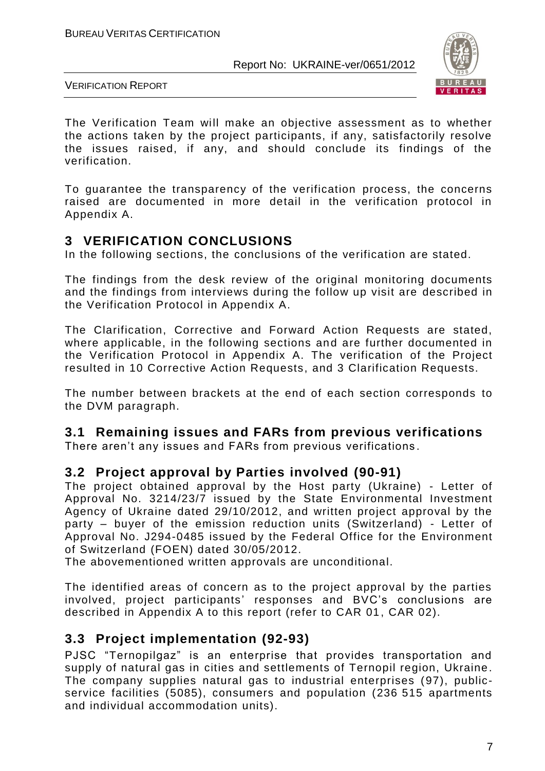The Verification Team will make an objective assessment as to whether the actions taken by the project participants, if any, satisfactorily resolve the issues raised, if any, and should conclude its findings of the verification.

To guarantee the transparency of the verification process, the concerns raised are documented in more detail in the verification protocol in Appendix A.

## 3 VERIFICATION CONCLUSIONS

In the following sections, the conclusions of the verification are stated.

The findings from the desk review of the original monitoring documents and the findings from interviews during the follow up visit are described in the Verification Protocol in Appendix A.

The Clarification, Corrective and Forward Action Requests are stated, where applicable, in the following sections and are further documented in the Verification Protocol in Appendix A. The verification of the Project resulted in 10 Corrective Action Requests, and 3 Clarification Requests.

The number between brackets at the end of each section corresponds to the DVM paragraph.

### 3.1 Remaining issues and FARs from previous verifications

There aren't any issues and FARs from previous verifications.

### 3.2 Project approval by Parties involved (90-91)

The project obtained approval by the Host party (Ukraine) - Letter of Approval No. 3214/23/7 issued by the State Environmental Investment Agency of Ukraine dated 29/10/2012, and written project approval by the party – buyer of the emission reduction units (Switzerland) - Letter of Approval No. J294-0485 issued by the Federal Office for the Environment of Switzerland (FOEN) dated 30/05/2012.

The abovementioned written approvals are unconditional.

The identified areas of concern as to the project approval by the parties involved, project participants' responses and BVC's conclusions are described in Appendix A to this report (refer to CAR 01, CAR 02).

### 3.3 Project implementation (92-93)

PJSC "Ternopilgaz" is an enterprise that provides transportation and supply of natural gas in cities and settlements of Ternopil region, Ukraine. The company supplies natural gas to industrial enterprises (97), public-service facilities (5085), consumers and population (236 515 apartments and individual accommodation units).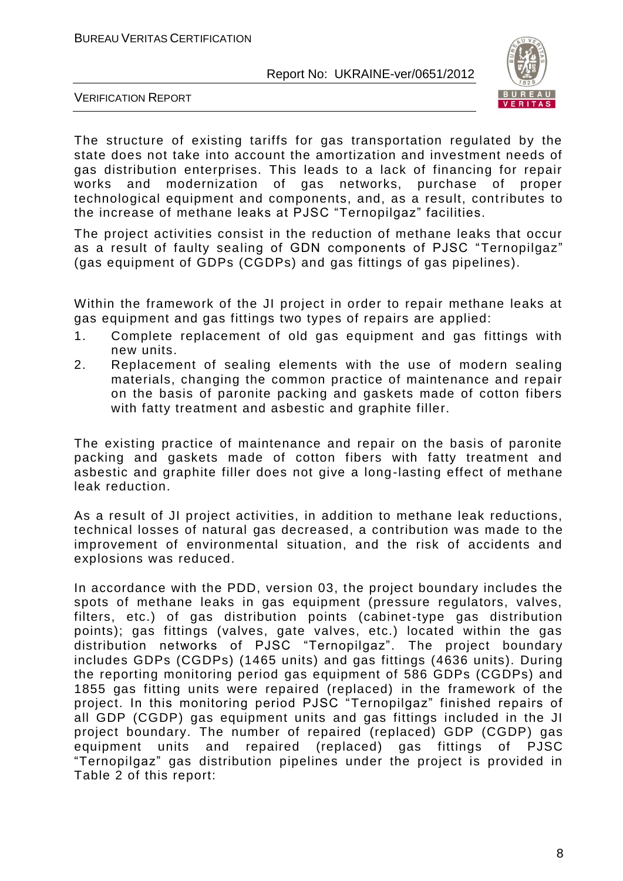The structure of existing tariffs for gas transportation regulated by the state does not take into account the amortization and investment needs of gas distribution enterprises. This leads to a lack of financing for repair works and modernization of gas networks, purchase of proper technological equipment and components, and, as a result, contributes to the increase of methane leaks at PJSC "Ternopilgaz" facilities.

The project activities consist in the reduction of methane leaks that occur as a result of faulty sealing of GDN components of PJSC "Ternopilgaz" (gas equipment of GDPs (CGDPs) and gas fittings of gas pipelines).

Within the framework of the JI project in order to repair methane leaks at gas equipment and gas fittings two types of repairs are applied:

1. Complete replacement of old gas equipment and gas fittings with new units.
2. Replacement of sealing elements with the use of modern sealing materials, changing the common practice of maintenance and repair on the basis of paronite packing and gaskets made of cotton fibers with fatty treatment and asbestic and graphite filler.

The existing practice of maintenance and repair on the basis of paronite packing and gaskets made of cotton fibers with fatty treatment and asbestic and graphite filler does not give a long-lasting effect of methane leak reduction.

As a result of JI project activities, in addition to methane leak reductions, technical losses of natural gas decreased, a contribution was made to the improvement of environmental situation, and the risk of accidents and explosions was reduced.

In accordance with the PDD, version 03, the project boundary includes the spots of methane leaks in gas equipment (pressure regulators, valves, filters, etc.) of gas distribution points (cabinet-type gas distribution points); gas fittings (valves, gate valves, etc.) located within the gas distribution networks of PJSC "Ternopilgaz". The project boundary includes GDPs (CGDPs) (1465 units) and gas fittings (4636 units). During the reporting monitoring period gas equipment of 586 GDPs (CGDPs) and 1855 gas fitting units were repaired (replaced) in the framework of the project. In this monitoring period PJSC "Ternopilgaz" finished repairs of all GDP (CGDP) gas equipment units and gas fittings included in the JI project boundary. The number of repaired (replaced) GDP (CGDP) gas equipment units and repaired (replaced) gas fittings of PJSC "Ternopilgaz" gas distribution pipelines under the project is provided in Table 2 of this report: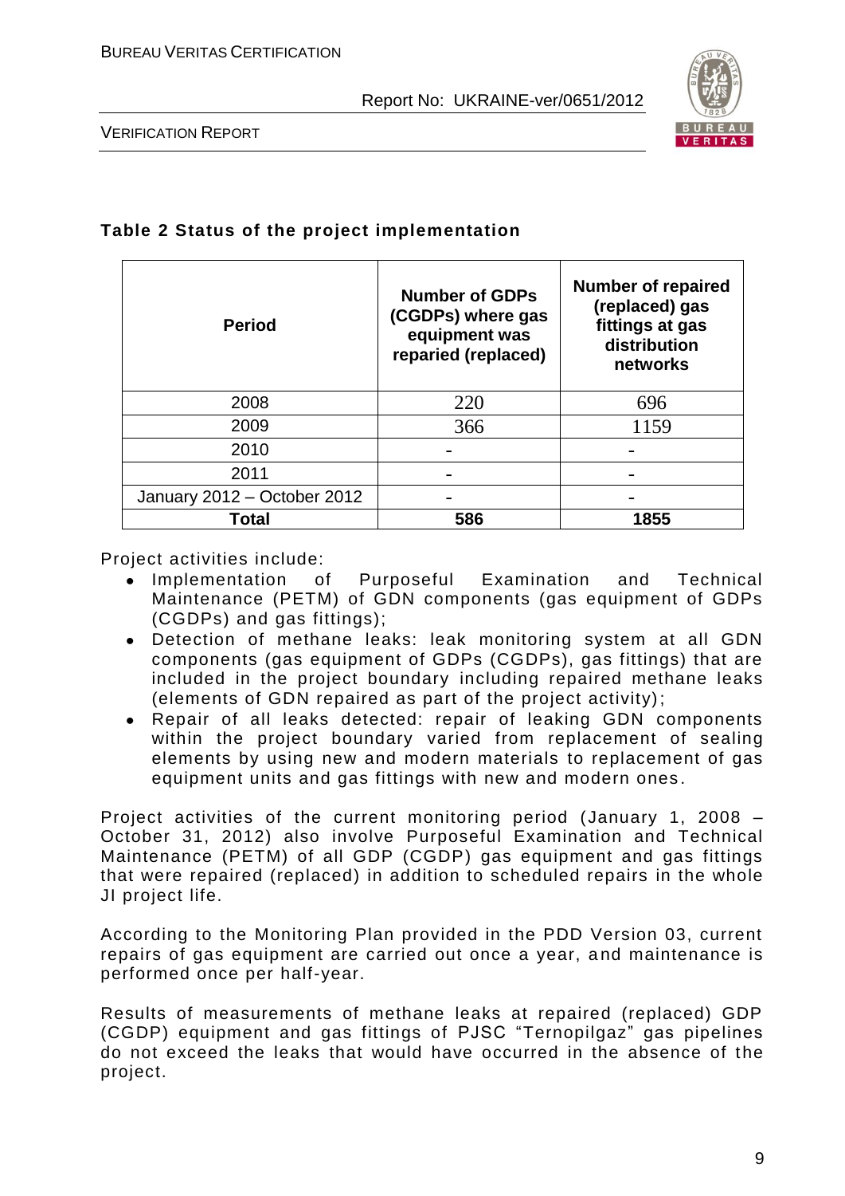**Table 2 Status of the project implementation**

| Period | Number of GDPs (CGDPs) where gas equipment was reparied (replaced) | Number of repaired (replaced) gas fittings at gas distribution networks |
|---|---|---|
| 2008 | 220 | 696 |
| 2009 | 366 | 1159 |
| 2010 | - | - |
| 2011 | - | - |
| January 2012 – October 2012 | - | - |
| **Total** | **586** | **1855** |

Project activities include:

- Implementation of Purposeful Examination and Technical Maintenance (PETM) of GDN components (gas equipment of GDPs (CGDPs) and gas fittings);
- Detection of methane leaks: leak monitoring system at all GDN components (gas equipment of GDPs (CGDPs), gas fittings) that are included in the project boundary including repaired methane leaks (elements of GDN repaired as part of the project activity);
- Repair of all leaks detected: repair of leaking GDN components within the project boundary varied from replacement of sealing elements by using new and modern materials to replacement of gas equipment units and gas fittings with new and modern ones.

Project activities of the current monitoring period (January 1, 2008 – October 31, 2012) also involve Purposeful Examination and Technical Maintenance (PETM) of all GDP (CGDP) gas equipment and gas fittings that were repaired (replaced) in addition to scheduled repairs in the whole JI project life.

According to the Monitoring Plan provided in the PDD Version 03, current repairs of gas equipment are carried out once a year, and maintenance is performed once per half-year.

Results of measurements of methane leaks at repaired (replaced) GDP (CGDP) equipment and gas fittings of PJSC "Ternopilgaz" gas pipelines do not exceed the leaks that would have occurred in the absence of the project.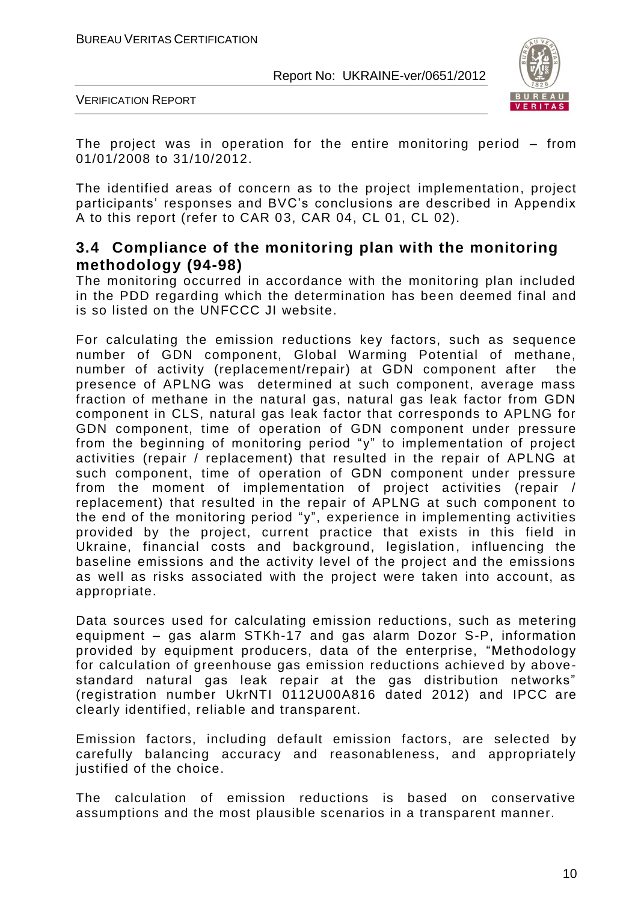The project was in operation for the entire monitoring period – from 01/01/2008 to 31/10/2012.

The identified areas of concern as to the project implementation, project participants' responses and BVC's conclusions are described in Appendix A to this report (refer to CAR 03, CAR 04, CL 01, CL 02).

## 3.4 Compliance of the monitoring plan with the monitoring methodology (94-98)

The monitoring occurred in accordance with the monitoring plan included in the PDD regarding which the determination has been deemed final and is so listed on the UNFCCC JI website.

For calculating the emission reductions key factors, such as sequence number of GDN component, Global Warming Potential of methane, number of activity (replacement/repair) at GDN component after the presence of APLNG was determined at such component, average mass fraction of methane in the natural gas, natural gas leak factor from GDN component in CLS, natural gas leak factor that corresponds to APLNG for GDN component, time of operation of GDN component under pressure from the beginning of monitoring period "y" to implementation of project activities (repair / replacement) that resulted in the repair of APLNG at such component, time of operation of GDN component under pressure from the moment of implementation of project activities (repair / replacement) that resulted in the repair of APLNG at such component to the end of the monitoring period "y", experience in implementing activities provided by the project, current practice that exists in this field in Ukraine, financial costs and background, legislation, influencing the baseline emissions and the activity level of the project and the emissions as well as risks associated with the project were taken into account, as appropriate.

Data sources used for calculating emission reductions, such as metering equipment – gas alarm STKh-17 and gas alarm Dozor S-P, information provided by equipment producers, data of the enterprise, "Methodology for calculation of greenhouse gas emission reductions achieved by above-standard natural gas leak repair at the gas distribution networks" (registration number UkrNTI 0112U00A816 dated 2012) and IPCC are clearly identified, reliable and transparent.

Emission factors, including default emission factors, are selected by carefully balancing accuracy and reasonableness, and appropriately justified of the choice.

The calculation of emission reductions is based on conservative assumptions and the most plausible scenarios in a transparent manner.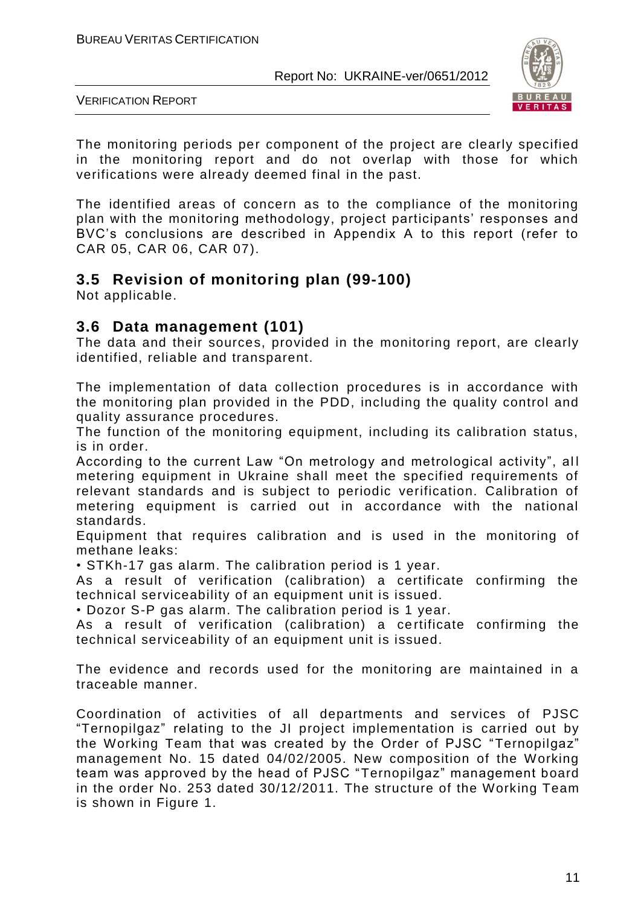The monitoring periods per component of the project are clearly specified in the monitoring report and do not overlap with those for which verifications were already deemed final in the past.

The identified areas of concern as to the compliance of the monitoring plan with the monitoring methodology, project participants' responses and BVC's conclusions are described in Appendix A to this report (refer to CAR 05, CAR 06, CAR 07).

## 3.5 Revision of monitoring plan (99-100)

Not applicable.

## 3.6 Data management (101)

The data and their sources, provided in the monitoring report, are clearly identified, reliable and transparent.

The implementation of data collection procedures is in accordance with the monitoring plan provided in the PDD, including the quality control and quality assurance procedures.

The function of the monitoring equipment, including its calibration status, is in order.

According to the current Law "On metrology and metrological activity", all metering equipment in Ukraine shall meet the specified requirements of relevant standards and is subject to periodic verification. Calibration of metering equipment is carried out in accordance with the national standards.

Equipment that requires calibration and is used in the monitoring of methane leaks:

• STKh-17 gas alarm. The calibration period is 1 year.

As a result of verification (calibration) a certificate confirming the technical serviceability of an equipment unit is issued.

• Dozor S-P gas alarm. The calibration period is 1 year.

As a result of verification (calibration) a certificate confirming the technical serviceability of an equipment unit is issued.

The evidence and records used for the monitoring are maintained in a traceable manner.

Coordination of activities of all departments and services of PJSC "Ternopilgaz" relating to the JI project implementation is carried out by the Working Team that was created by the Order of PJSC "Ternopilgaz" management No. 15 dated 04/02/2005. New composition of the Working team was approved by the head of PJSC "Ternopilgaz" management board in the order No. 253 dated 30/12/2011. The structure of the Working Team is shown in Figure 1.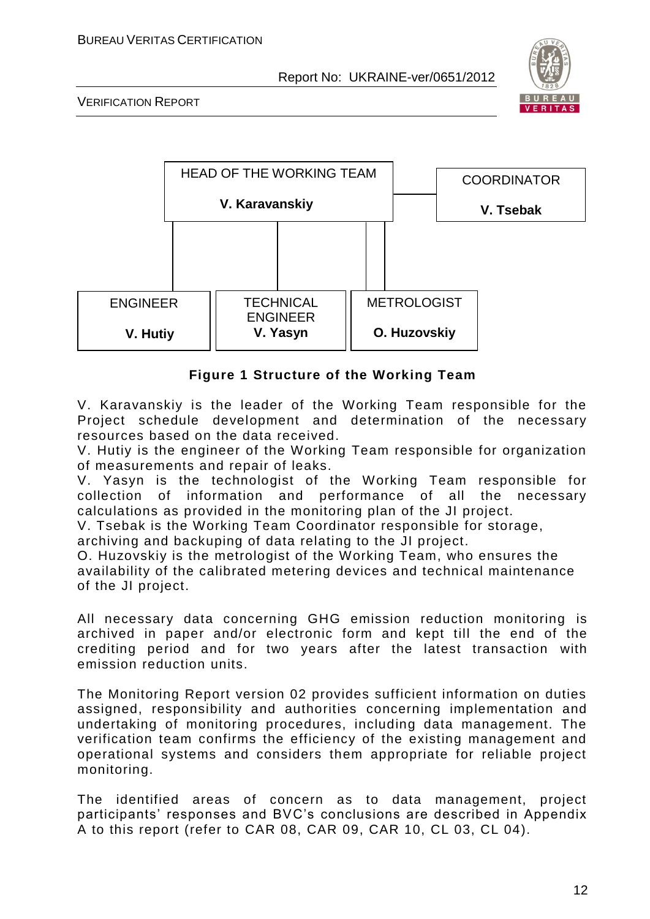| HEAD OF THE WORKING TEAM | COORDINATOR |
| --- | --- |
| **V. Karavanskiy** | **V. Tsebak** |

| ENGINEER | TECHNICAL ENGINEER | METROLOGIST |
| --- | --- | --- |
| **V. Hutiy** | **V. Yasyn** | **O. Huzovskiy** |

**Figure 1 Structure of the Working Team**

V. Karavanskiy is the leader of the Working Team responsible for the Project schedule development and determination of the necessary resources based on the data received.
V. Hutiy is the engineer of the Working Team responsible for organization of measurements and repair of leaks.
V. Yasyn is the technologist of the Working Team responsible for collection of information and performance of all the necessary calculations as provided in the monitoring plan of the JI project.
V. Tsebak is the Working Team Coordinator responsible for storage, archiving and backuping of data relating to the JI project.
O. Huzovskiy is the metrologist of the Working Team, who ensures the availability of the calibrated metering devices and technical maintenance of the JI project.

All necessary data concerning GHG emission reduction monitoring is archived in paper and/or electronic form and kept till the end of the crediting period and for two years after the latest transaction with emission reduction units.

The Monitoring Report version 02 provides sufficient information on duties assigned, responsibility and authorities concerning implementation and undertaking of monitoring procedures, including data management. The verification team confirms the efficiency of the existing management and operational systems and considers them appropriate for reliable project monitoring.

The identified areas of concern as to data management, project participants' responses and BVC's conclusions are described in Appendix A to this report (refer to CAR 08, CAR 09, CAR 10, CL 03, CL 04).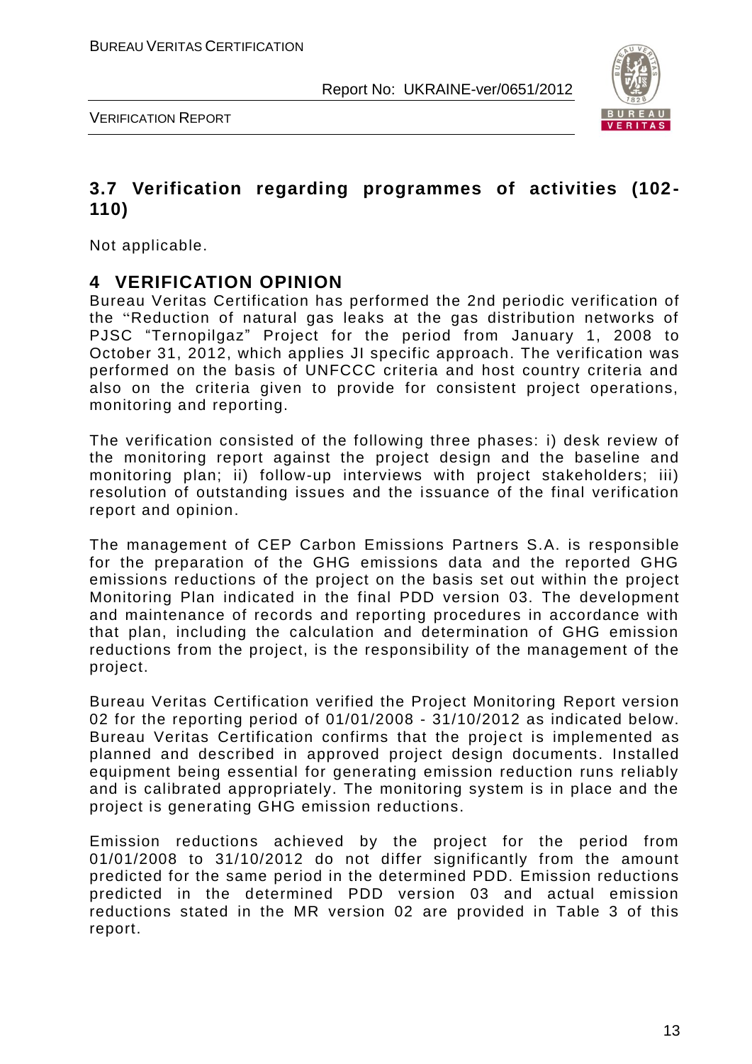### 3.7 Verification regarding programmes of activities (102-110)

Not applicable.

## 4 VERIFICATION OPINION

Bureau Veritas Certification has performed the 2nd periodic verification of the "Reduction of natural gas leaks at the gas distribution networks of PJSC "Ternopilgaz" Project for the period from January 1, 2008 to October 31, 2012, which applies JI specific approach. The verification was performed on the basis of UNFCCC criteria and host country criteria and also on the criteria given to provide for consistent project operations, monitoring and reporting.

The verification consisted of the following three phases: i) desk review of the monitoring report against the project design and the baseline and monitoring plan; ii) follow-up interviews with project stakeholders; iii) resolution of outstanding issues and the issuance of the final verification report and opinion.

The management of CEP Carbon Emissions Partners S.A. is responsible for the preparation of the GHG emissions data and the reported GHG emissions reductions of the project on the basis set out within the project Monitoring Plan indicated in the final PDD version 03. The development and maintenance of records and reporting procedures in accordance with that plan, including the calculation and determination of GHG emission reductions from the project, is the responsibility of the management of the project.

Bureau Veritas Certification verified the Project Monitoring Report version 02 for the reporting period of 01/01/2008 - 31/10/2012 as indicated below. Bureau Veritas Certification confirms that the project is implemented as planned and described in approved project design documents. Installed equipment being essential for generating emission reduction runs reliably and is calibrated appropriately. The monitoring system is in place and the project is generating GHG emission reductions.

Emission reductions achieved by the project for the period from 01/01/2008 to 31/10/2012 do not differ significantly from the amount predicted for the same period in the determined PDD. Emission reductions predicted in the determined PDD version 03 and actual emission reductions stated in the MR version 02 are provided in Table 3 of this report.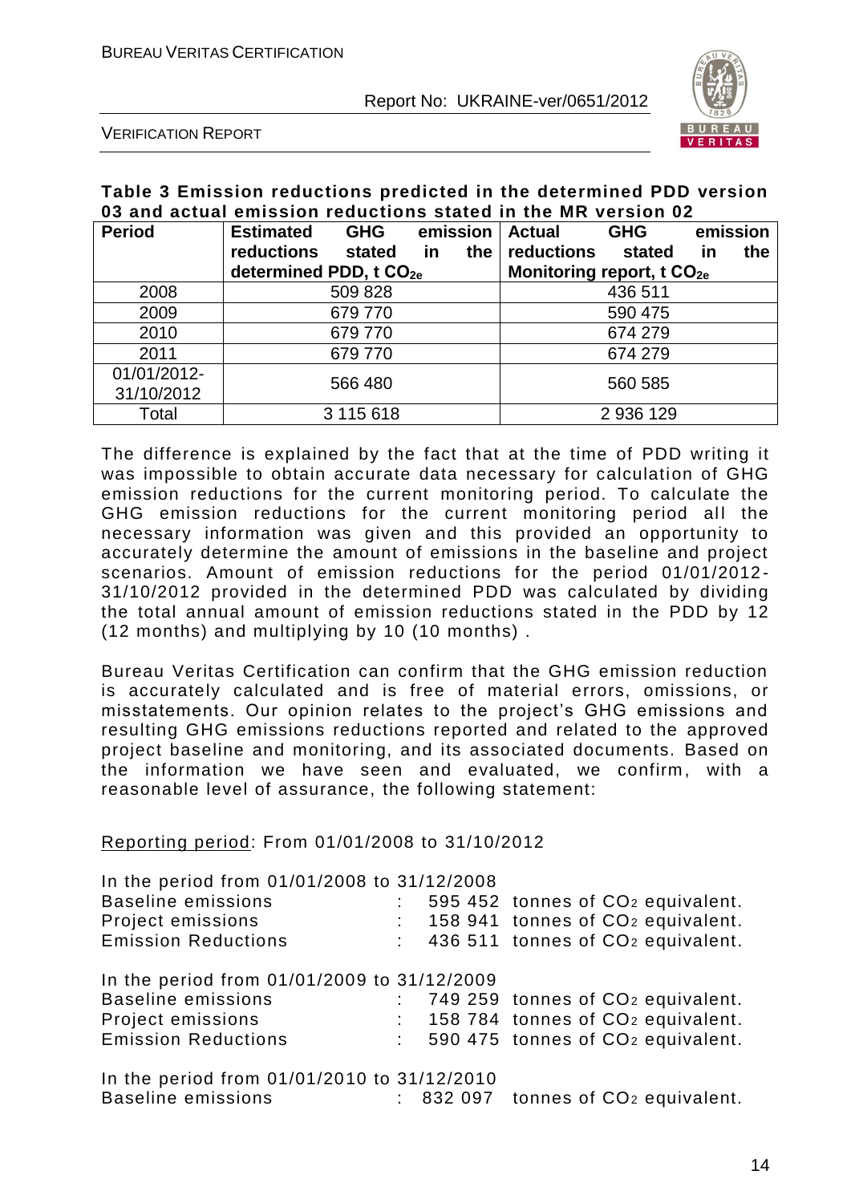**Table 3 Emission reductions predicted in the determined PDD version 03 and actual emission reductions stated in the MR version 02**

| Period | Estimated GHG emission reductions stated in the determined PDD, t $CO_{2e}$ | Actual GHG emission reductions stated in the Monitoring report, t $CO_{2e}$ |
|---|---|---|
| 2008 | 509 828 | 436 511 |
| 2009 | 679 770 | 590 475 |
| 2010 | 679 770 | 674 279 |
| 2011 | 679 770 | 674 279 |
| 01/01/2012-31/10/2012 | 566 480 | 560 585 |
| Total | 3 115 618 | 2 936 129 |

The difference is explained by the fact that at the time of PDD writing it was impossible to obtain accurate data necessary for calculation of GHG emission reductions for the current monitoring period. To calculate the GHG emission reductions for the current monitoring period all the necessary information was given and this provided an opportunity to accurately determine the amount of emissions in the baseline and project scenarios. Amount of emission reductions for the period 01/01/2012-31/10/2012 provided in the determined PDD was calculated by dividing the total annual amount of emission reductions stated in the PDD by 12 (12 months) and multiplying by 10 (10 months) .

Bureau Veritas Certification can confirm that the GHG emission reduction is accurately calculated and is free of material errors, omissions, or misstatements. Our opinion relates to the project's GHG emissions and resulting GHG emissions reductions reported and related to the approved project baseline and monitoring, and its associated documents. Based on the information we have seen and evaluated, we confirm, with a reasonable level of assurance, the following statement:

Reporting period: From 01/01/2008 to 31/10/2012

In the period from 01/01/2008 to 31/12/2008
Baseline emissions : 595 452 tonnes of $CO_2$ equivalent.
Project emissions : 158 941 tonnes of $CO_2$ equivalent.
Emission Reductions : 436 511 tonnes of $CO_2$ equivalent.

In the period from 01/01/2009 to 31/12/2009
Baseline emissions : 749 259 tonnes of $CO_2$ equivalent.
Project emissions : 158 784 tonnes of $CO_2$ equivalent.
Emission Reductions : 590 475 tonnes of $CO_2$ equivalent.

In the period from 01/01/2010 to 31/12/2010
Baseline emissions : 832 097 tonnes of $CO_2$ equivalent.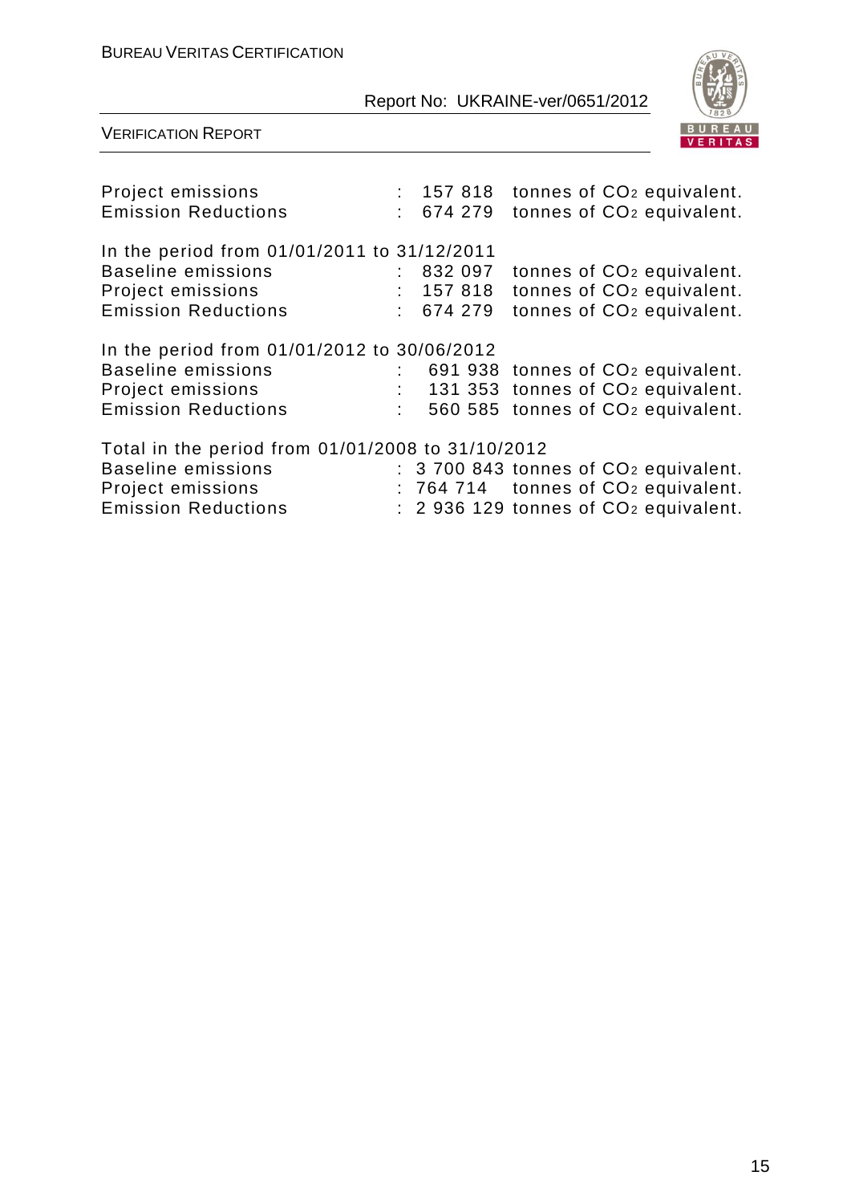Project emissions : 157 818 tonnes of $CO_2$ equivalent.
Emission Reductions : 674 279 tonnes of $CO_2$ equivalent.

In the period from 01/01/2011 to 31/12/2011
Baseline emissions : 832 097 tonnes of $CO_2$ equivalent.
Project emissions : 157 818 tonnes of $CO_2$ equivalent.
Emission Reductions : 674 279 tonnes of $CO_2$ equivalent.

In the period from 01/01/2012 to 30/06/2012
Baseline emissions : 691 938 tonnes of $CO_2$ equivalent.
Project emissions : 131 353 tonnes of $CO_2$ equivalent.
Emission Reductions : 560 585 tonnes of $CO_2$ equivalent.

Total in the period from 01/01/2008 to 31/10/2012
Baseline emissions : 3 700 843 tonnes of $CO_2$ equivalent.
Project emissions : 764 714 tonnes of $CO_2$ equivalent.
Emission Reductions : 2 936 129 tonnes of $CO_2$ equivalent.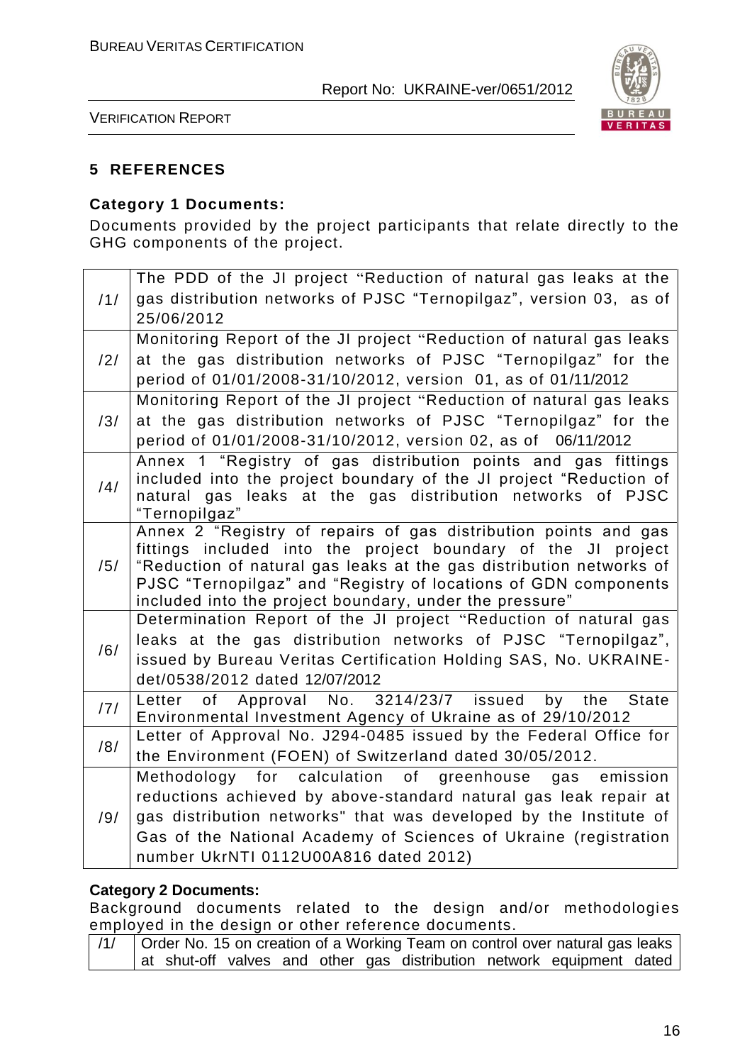## 5 REFERENCES

**Category 1 Documents:**

Documents provided by the project participants that relate directly to the GHG components of the project.

| | |
|---|---|
| /1/ | The PDD of the JI project "Reduction of natural gas leaks at the gas distribution networks of PJSC "Ternopilgaz", version 03, as of 25/06/2012 |
| /2/ | Monitoring Report of the JI project "Reduction of natural gas leaks at the gas distribution networks of PJSC "Ternopilgaz" for the period of 01/01/2008-31/10/2012, version 01, as of 01/11/2012 |
| /3/ | Monitoring Report of the JI project "Reduction of natural gas leaks at the gas distribution networks of PJSC "Ternopilgaz" for the period of 01/01/2008-31/10/2012, version 02, as of 06/11/2012 |
| /4/ | Annex 1 "Registry of gas distribution points and gas fittings included into the project boundary of the JI project "Reduction of natural gas leaks at the gas distribution networks of PJSC "Ternopilgaz" |
| /5/ | Annex 2 "Registry of repairs of gas distribution points and gas fittings included into the project boundary of the JI project "Reduction of natural gas leaks at the gas distribution networks of PJSC "Ternopilgaz" and "Registry of locations of GDN components included into the project boundary, under the pressure" |
| /6/ | Determination Report of the JI project "Reduction of natural gas leaks at the gas distribution networks of PJSC "Ternopilgaz", issued by Bureau Veritas Certification Holding SAS, No. UKRAINE-det/0538/2012 dated 12/07/2012 |
| /7/ | Letter of Approval No. 3214/23/7 issued by the State Environmental Investment Agency of Ukraine as of 29/10/2012 |
| /8/ | Letter of Approval No. J294-0485 issued by the Federal Office for the Environment (FOEN) of Switzerland dated 30/05/2012. |
| /9/ | Methodology for calculation of greenhouse gas emission reductions achieved by above-standard natural gas leak repair at gas distribution networks" that was developed by the Institute of Gas of the National Academy of Sciences of Ukraine (registration number UkrNTI 0112U00A816 dated 2012) |

**Category 2 Documents:**

Background documents related to the design and/or methodologies employed in the design or other reference documents.

| | |
|---|---|
| /1/ | Order No. 15 on creation of a Working Team on control over natural gas leaks at shut-off valves and other gas distribution network equipment dated |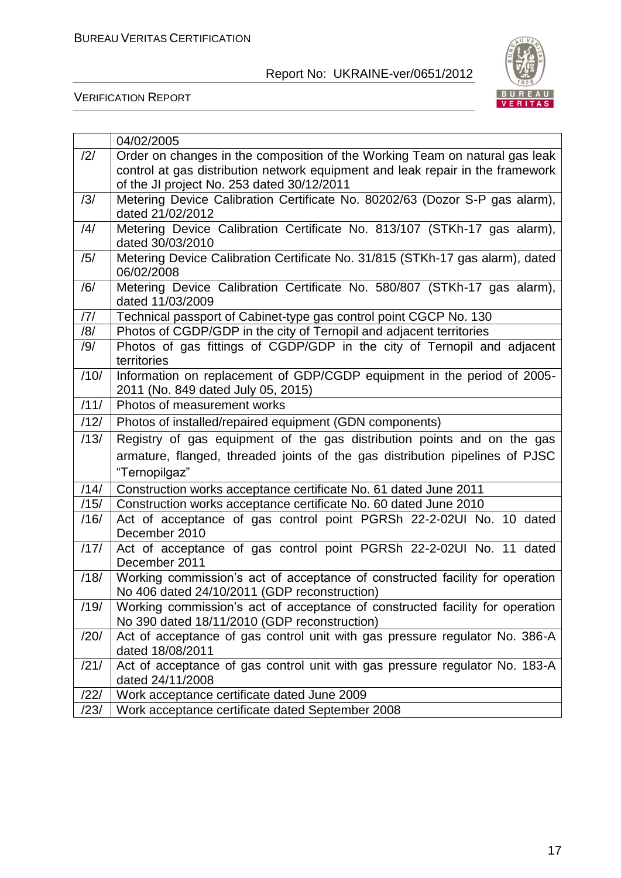| | |
|---|---|
| | 04/02/2005 |
| /2/ | Order on changes in the composition of the Working Team on natural gas leak control at gas distribution network equipment and leak repair in the framework of the JI project No. 253 dated 30/12/2011 |
| /3/ | Metering Device Calibration Certificate No. 80202/63 (Dozor S-P gas alarm), dated 21/02/2012 |
| /4/ | Metering Device Calibration Certificate No. 813/107 (STKh-17 gas alarm), dated 30/03/2010 |
| /5/ | Metering Device Calibration Certificate No. 31/815 (STKh-17 gas alarm), dated 06/02/2008 |
| /6/ | Metering Device Calibration Certificate No. 580/807 (STKh-17 gas alarm), dated 11/03/2009 |
| /7/ | Technical passport of Cabinet-type gas control point CGCP No. 130 |
| /8/ | Photos of CGDP/GDP in the city of Ternopil and adjacent territories |
| /9/ | Photos of gas fittings of CGDP/GDP in the city of Ternopil and adjacent territories |
| /10/ | Information on replacement of GDP/CGDP equipment in the period of 2005-2011 (No. 849 dated July 05, 2015) |
| /11/ | Photos of measurement works |
| /12/ | Photos of installed/repaired equipment (GDN components) |
| /13/ | Registry of gas equipment of the gas distribution points and on the gas armature, flanged, threaded joints of the gas distribution pipelines of PJSC "Ternopilgaz" |
| /14/ | Construction works acceptance certificate No. 61 dated June 2011 |
| /15/ | Construction works acceptance certificate No. 60 dated June 2010 |
| /16/ | Act of acceptance of gas control point PGRSh 22-2-02UI No. 10 dated December 2010 |
| /17/ | Act of acceptance of gas control point PGRSh 22-2-02UI No. 11 dated December 2011 |
| /18/ | Working commission's act of acceptance of constructed facility for operation No 406 dated 24/10/2011 (GDP reconstruction) |
| /19/ | Working commission's act of acceptance of constructed facility for operation No 390 dated 18/11/2010 (GDP reconstruction) |
| /20/ | Act of acceptance of gas control unit with gas pressure regulator No. 386-A dated 18/08/2011 |
| /21/ | Act of acceptance of gas control unit with gas pressure regulator No. 183-A dated 24/11/2008 |
| /22/ | Work acceptance certificate dated June 2009 |
| /23/ | Work acceptance certificate dated September 2008 |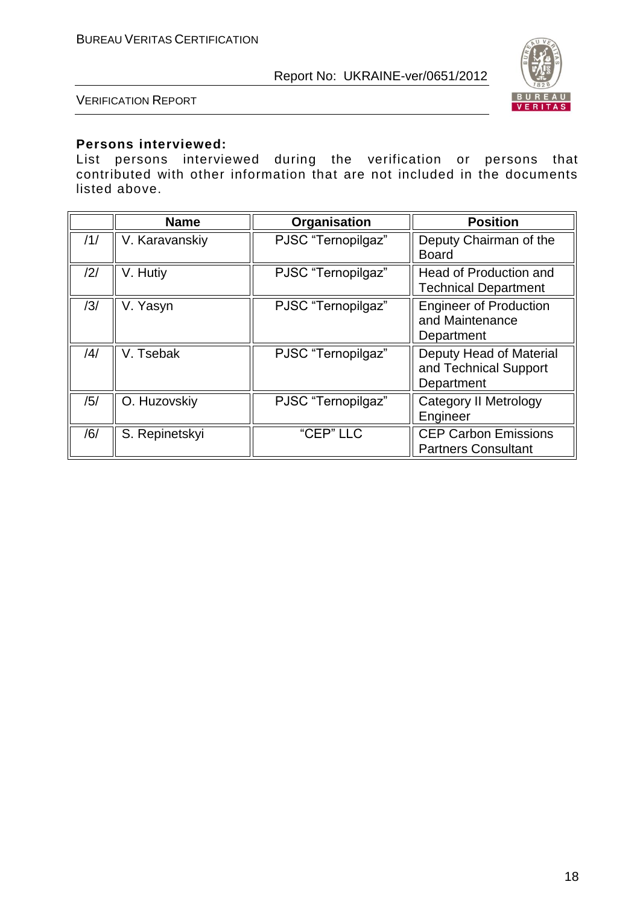**Persons interviewed:**

List persons interviewed during the verification or persons that contributed with other information that are not included in the documents listed above.

| | Name | Organisation | Position |
|---|---|---|---|
| /1/ | V. Karavanskiy | PJSC "Ternopilgaz" | Deputy Chairman of the Board |
| /2/ | V. Hutiy | PJSC "Ternopilgaz" | Head of Production and Technical Department |
| /3/ | V. Yasyn | PJSC "Ternopilgaz" | Engineer of Production and Maintenance Department |
| /4/ | V. Tsebak | PJSC "Ternopilgaz" | Deputy Head of Material and Technical Support Department |
| /5/ | O. Huzovskiy | PJSC "Ternopilgaz" | Category II Metrology Engineer |
| /6/ | S. Repinetskyi | "CEP" LLC | CEP Carbon Emissions Partners Consultant |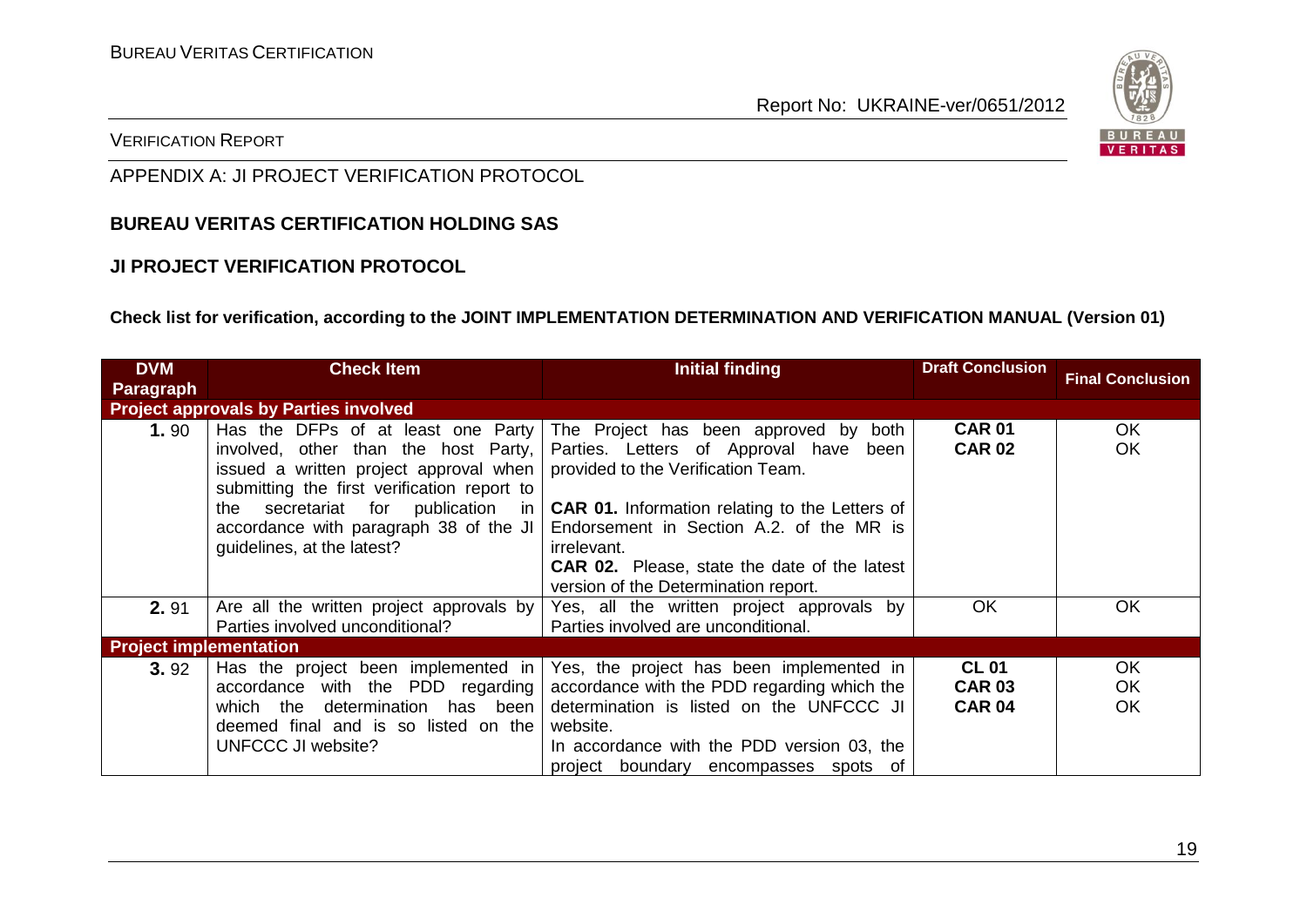APPENDIX A: JI PROJECT VERIFICATION PROTOCOL

**BUREAU VERITAS CERTIFICATION HOLDING SAS**

**JI PROJECT VERIFICATION PROTOCOL**

**Check list for verification, according to the JOINT IMPLEMENTATION DETERMINATION AND VERIFICATION MANUAL (Version 01)**

| DVM Paragraph | Check Item | Initial finding | Draft Conclusion | Final Conclusion |
|---|---|---|---|---|
| **Project approvals by Parties involved** | | | | |
| **1.** 90 | Has the DFPs of at least one Party involved, other than the host Party, issued a written project approval when submitting the first verification report to the secretariat for publication in accordance with paragraph 38 of the JI guidelines, at the latest? | The Project has been approved by both Parties. Letters of Approval have been provided to the Verification Team.<br><br>**CAR 01.** Information relating to the Letters of Endorsement in Section A.2. of the MR is irrelevant.<br>**CAR 02.** Please, state the date of the latest version of the Determination report. | **CAR 01**<br>**CAR 02** | OK<br>OK |
| **2.** 91 | Are all the written project approvals by Parties involved unconditional? | Yes, all the written project approvals by Parties involved are unconditional. | OK | OK |
| **Project implementation** | | | | |
| **3.** 92 | Has the project been implemented in accordance with the PDD regarding which the determination has been deemed final and is so listed on the UNFCCC JI website? | Yes, the project has been implemented in accordance with the PDD regarding which the determination is listed on the UNFCCC JI website.<br>In accordance with the PDD version 03, the project boundary encompasses spots of | **CL 01**<br>**CAR 03**<br>**CAR 04** | OK<br>OK<br>OK |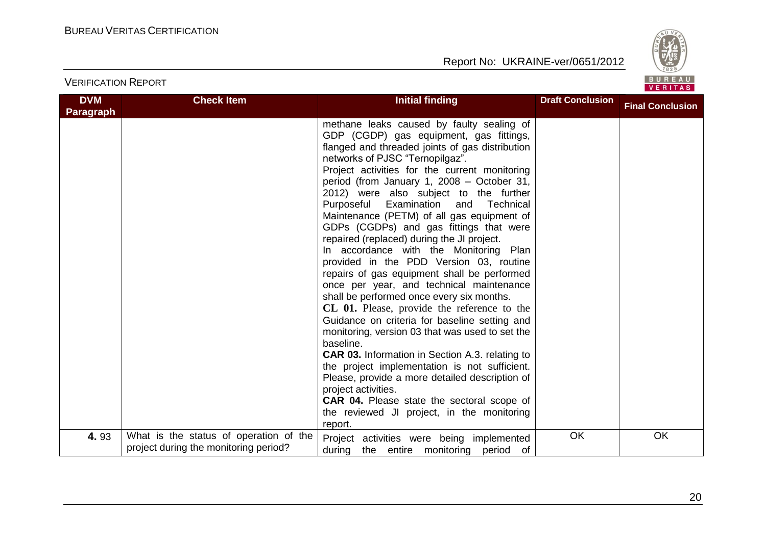| DVM Paragraph | Check Item | Initial finding | Draft Conclusion | Final Conclusion |
|---|---|---|---|---|
| | | methane leaks caused by faulty sealing of GDP (CGDP) gas equipment, gas fittings, flanged and threaded joints of gas distribution networks of PJSC "Ternopilgaz".<br>Project activities for the current monitoring period (from January 1, 2008 – October 31, 2012) were also subject to the further Purposeful Examination and Technical Maintenance (PETM) of all gas equipment of GDPs (CGDPs) and gas fittings that were repaired (replaced) during the JI project.<br>In accordance with the Monitoring Plan provided in the PDD Version 03, routine repairs of gas equipment shall be performed once per year, and technical maintenance shall be performed once every six months.<br>**CL 01.** Please, provide the reference to the Guidance on criteria for baseline setting and monitoring, version 03 that was used to set the baseline.<br>**CAR 03.** Information in Section A.3. relating to the project implementation is not sufficient. Please, provide a more detailed description of project activities.<br>**CAR 04.** Please state the sectoral scope of the reviewed JI project, in the monitoring report. | | |
| **4.** 93 | What is the status of operation of the project during the monitoring period? | Project activities were being implemented during the entire monitoring period of | OK | OK |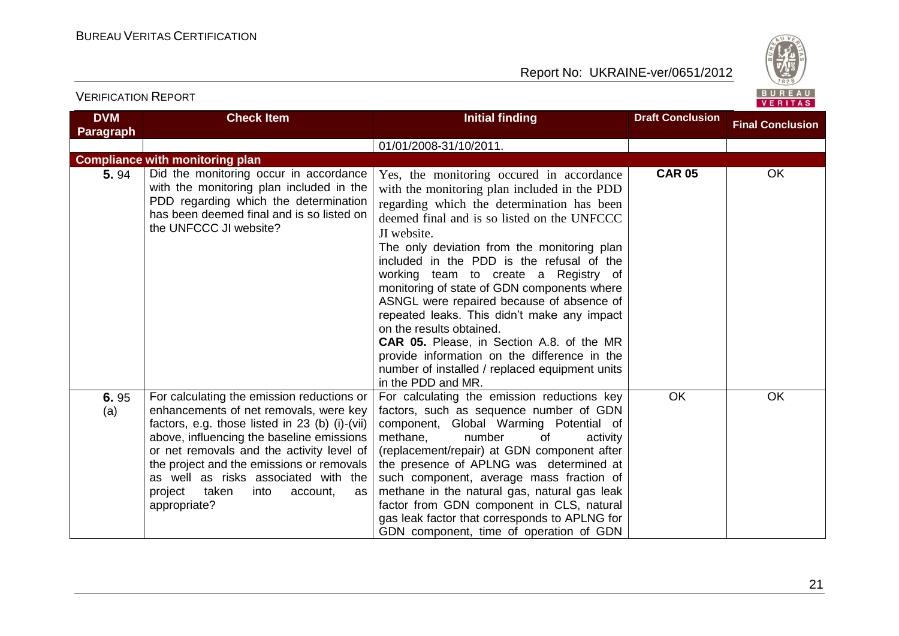| DVM Paragraph | Check Item | Initial finding | Draft Conclusion | Final Conclusion |
|---|---|---|---|---|
| | | 01/01/2008-31/10/2011. | | |
| **Compliance with monitoring plan** | | | | |
| **5.** 94 | Did the monitoring occur in accordance with the monitoring plan included in the PDD regarding which the determination has been deemed final and is so listed on the UNFCCC JI website? | Yes, the monitoring occured in accordance with the monitoring plan included in the PDD regarding which the determination has been deemed final and is so listed on the UNFCCC JI website.<br>The only deviation from the monitoring plan included in the PDD is the refusal of the working team to create a Registry of monitoring of state of GDN components where ASNGL were repaired because of absence of repeated leaks. This didn't make any impact on the results obtained.<br>**CAR 05.** Please, in Section A.8. of the MR provide information on the difference in the number of installed / replaced equipment units in the PDD and MR. | **CAR 05** | OK |
| **6.** 95 (a) | For calculating the emission reductions or enhancements of net removals, were key factors, e.g. those listed in 23 (b) (i)-(vii) above, influencing the baseline emissions or net removals and the activity level of the project and the emissions or removals as well as risks associated with the project taken into account, as appropriate? | For calculating the emission reductions key factors, such as sequence number of GDN component, Global Warming Potential of methane, number of activity (replacement/repair) at GDN component after the presence of APLNG was determined at such component, average mass fraction of methane in the natural gas, natural gas leak factor from GDN component in CLS, natural gas leak factor that corresponds to APLNG for GDN component, time of operation of GDN | OK | OK |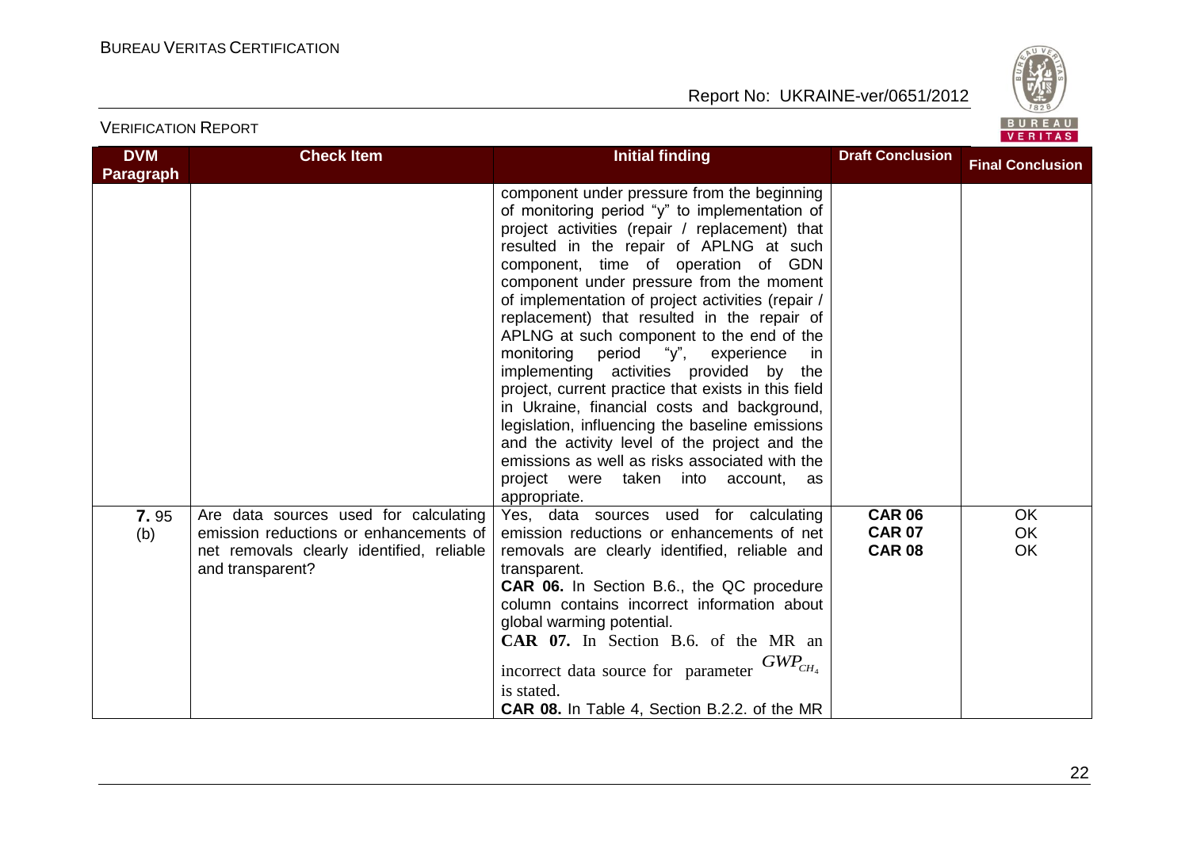| DVM Paragraph | Check Item | Initial finding | Draft Conclusion | Final Conclusion |
|---|---|---|---|---|
| | | component under pressure from the beginning of monitoring period "y" to implementation of project activities (repair / replacement) that resulted in the repair of APLNG at such component, time of operation of GDN component under pressure from the moment of implementation of project activities (repair / replacement) that resulted in the repair of APLNG at such component to the end of the monitoring period "y", experience in implementing activities provided by the project, current practice that exists in this field in Ukraine, financial costs and background, legislation, influencing the baseline emissions and the activity level of the project and the emissions as well as risks associated with the project were taken into account, as appropriate. | | |
| **7.** 95 (b) | Are data sources used for calculating emission reductions or enhancements of net removals clearly identified, reliable and transparent? | Yes, data sources used for calculating emission reductions or enhancements of net removals are clearly identified, reliable and transparent.<br>**CAR 06.** In Section B.6., the QC procedure column contains incorrect information about global warming potential.<br>**CAR 07.** In Section B.6. of the MR an incorrect data source for parameter $GWP_{CH_4}$ is stated.<br>**CAR 08.** In Table 4, Section B.2.2. of the MR | **CAR 06**<br>**CAR 07**<br>**CAR 08** | OK<br>OK<br>OK |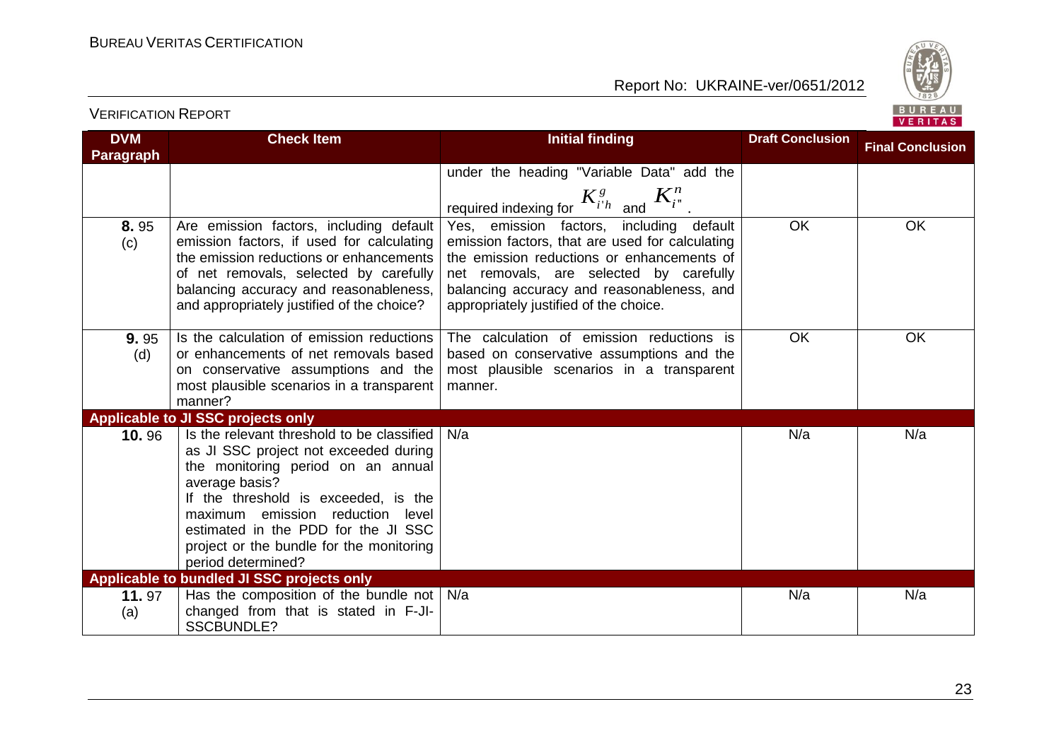| DVM Paragraph | Check Item | Initial finding | Draft Conclusion | Final Conclusion |
|---|---|---|---|---|
| | | under the heading "Variable Data" add the required indexing for $K^{g}_{i'h}$ and $K^{n}_{i''}$. | | |
| **8.** 95 (c) | Are emission factors, including default emission factors, if used for calculating the emission reductions or enhancements of net removals, selected by carefully balancing accuracy and reasonableness, and appropriately justified of the choice? | Yes, emission factors, including default emission factors, that are used for calculating the emission reductions or enhancements of net removals, are selected by carefully balancing accuracy and reasonableness, and appropriately justified of the choice. | OK | OK |
| **9.** 95 (d) | Is the calculation of emission reductions or enhancements of net removals based on conservative assumptions and the most plausible scenarios in a transparent manner? | The calculation of emission reductions is based on conservative assumptions and the most plausible scenarios in a transparent manner. | OK | OK |
| **Applicable to JI SSC projects only** | | | | |
| **10.** 96 | Is the relevant threshold to be classified as JI SSC project not exceeded during the monitoring period on an annual average basis? If the threshold is exceeded, is the maximum emission reduction level estimated in the PDD for the JI SSC project or the bundle for the monitoring period determined? | N/a | N/a | N/a |
| **Applicable to bundled JI SSC projects only** | | | | |
| **11.** 97 (a) | Has the composition of the bundle not changed from that is stated in F-JI-SSCBUNDLE? | N/a | N/a | N/a |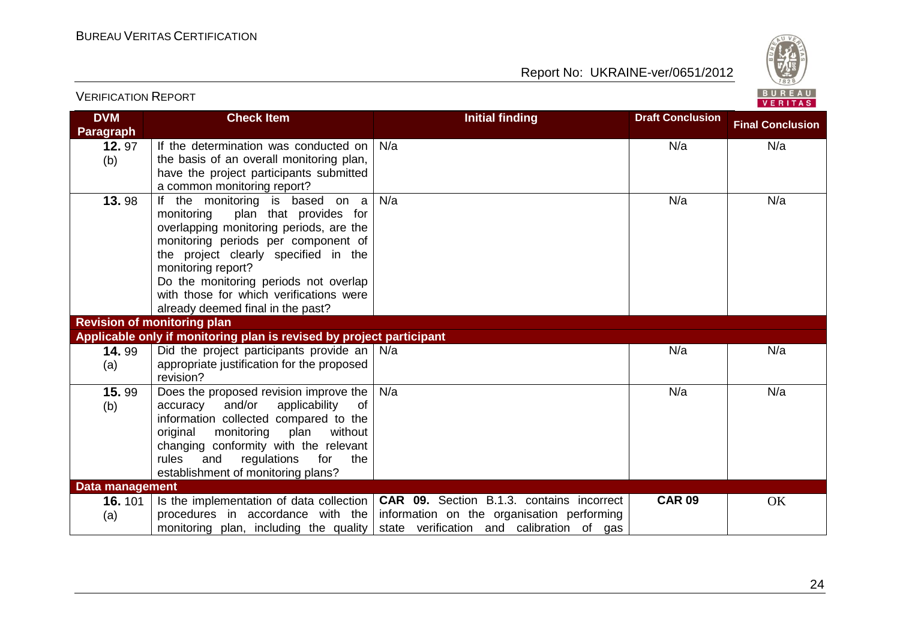| DVM Paragraph | Check Item | Initial finding | Draft Conclusion | Final Conclusion |
|---|---|---|---|---|
| **12.** 97 (b) | If the determination was conducted on the basis of an overall monitoring plan, have the project participants submitted a common monitoring report? | N/a | N/a | N/a |
| **13.** 98 | If the monitoring is based on a monitoring plan that provides for overlapping monitoring periods, are the monitoring periods per component of the project clearly specified in the monitoring report? Do the monitoring periods not overlap with those for which verifications were already deemed final in the past? | N/a | N/a | N/a |
| **Revision of monitoring plan** | | | | |
| **Applicable only if monitoring plan is revised by project participant** | | | | |
| **14.** 99 (a) | Did the project participants provide an appropriate justification for the proposed revision? | N/a | N/a | N/a |
| **15.** 99 (b) | Does the proposed revision improve the accuracy and/or applicability of information collected compared to the original monitoring plan without changing conformity with the relevant rules and regulations for the establishment of monitoring plans? | N/a | N/a | N/a |
| **Data management** | | | | |
| **16.** 101 (a) | Is the implementation of data collection procedures in accordance with the monitoring plan, including the quality | **CAR 09.** Section B.1.3. contains incorrect information on the organisation performing state verification and calibration of gas | **CAR 09** | OK |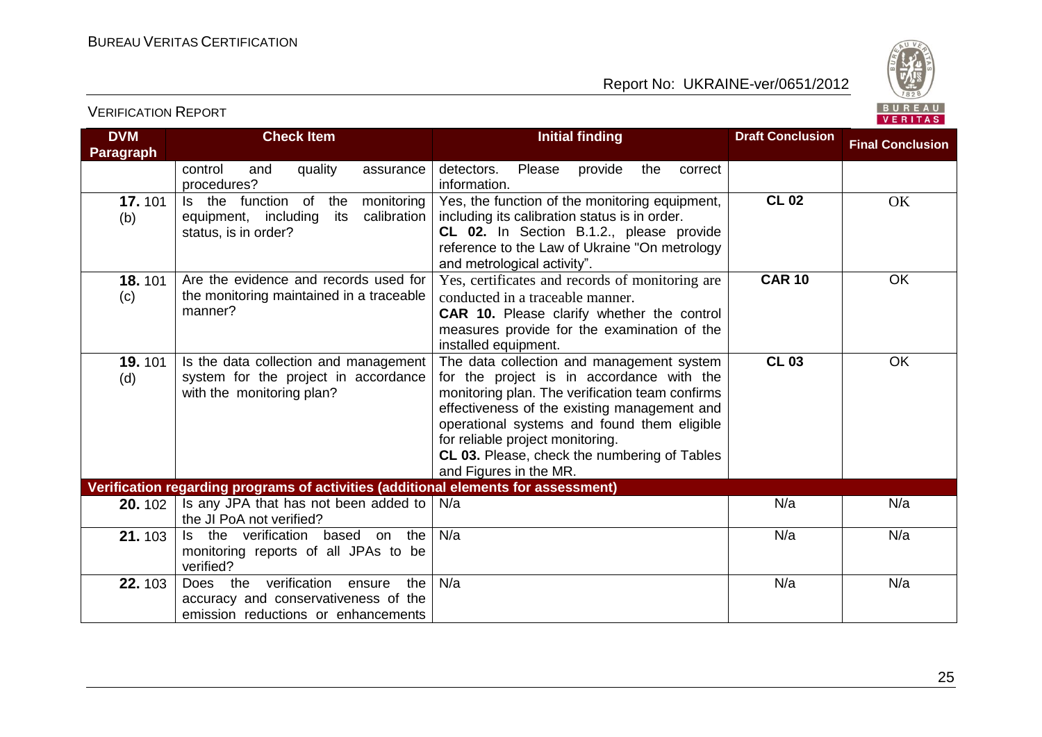| DVM Paragraph | Check Item | Initial finding | Draft Conclusion | Final Conclusion |
|---|---|---|---|---|
| | control and quality assurance procedures? | detectors. Please provide the correct information. | | |
| **17.** 101 (b) | Is the function of the monitoring equipment, including its calibration status, is in order? | Yes, the function of the monitoring equipment, including its calibration status is in order.<br>**CL 02.** In Section B.1.2., please provide reference to the Law of Ukraine "On metrology and metrological activity". | **CL 02** | OK |
| **18.** 101 (c) | Are the evidence and records used for the monitoring maintained in a traceable manner? | Yes, certificates and records of monitoring are conducted in a traceable manner.<br>**CAR 10.** Please clarify whether the control measures provide for the examination of the installed equipment. | **CAR 10** | OK |
| **19.** 101 (d) | Is the data collection and management system for the project in accordance with the monitoring plan? | The data collection and management system for the project is in accordance with the monitoring plan. The verification team confirms effectiveness of the existing management and operational systems and found them eligible for reliable project monitoring.<br>**CL 03.** Please, check the numbering of Tables and Figures in the MR. | **CL 03** | OK |
| **Verification regarding programs of activities (additional elements for assessment)** | | | | |
| **20.** 102 | Is any JPA that has not been added to the JI PoA not verified? | N/a | N/a | N/a |
| **21.** 103 | Is the verification based on the monitoring reports of all JPAs to be verified? | N/a | N/a | N/a |
| **22.** 103 | Does the verification ensure the accuracy and conservativeness of the emission reductions or enhancements | N/a | N/a | N/a |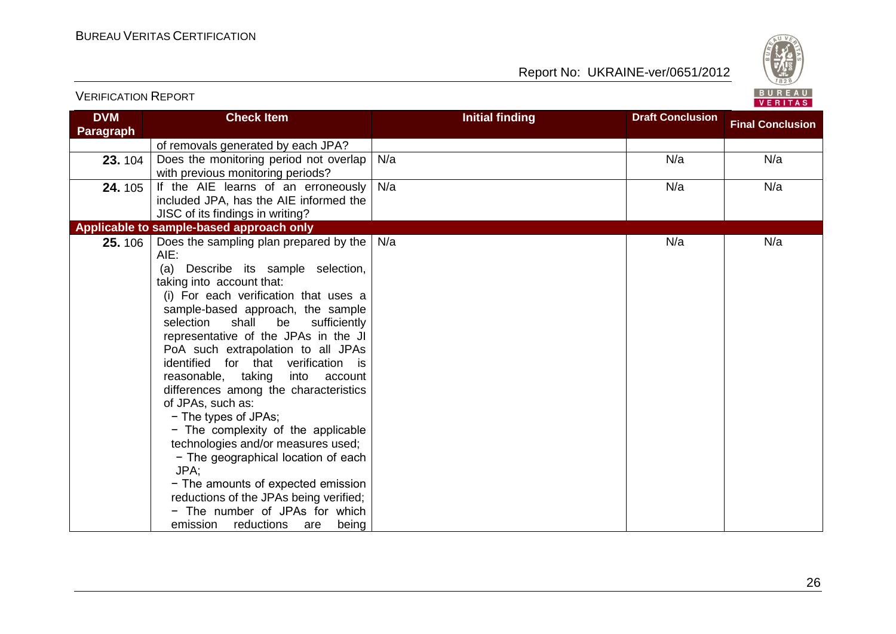| DVM Paragraph | Check Item | Initial finding | Draft Conclusion | Final Conclusion |
|---|---|---|---|---|
| | of removals generated by each JPA? | | | |
| 23. 104 | Does the monitoring period not overlap with previous monitoring periods? | N/a | N/a | N/a |
| 24. 105 | If the AIE learns of an erroneously included JPA, has the AIE informed the JISC of its findings in writing? | N/a | N/a | N/a |
| **Applicable to sample-based approach only** | | | | |
| 25. 106 | Does the sampling plan prepared by the AIE:<br>(a) Describe its sample selection, taking into account that:<br>(i) For each verification that uses a sample-based approach, the sample selection shall be sufficiently representative of the JPAs in the JI PoA such extrapolation to all JPAs identified for that verification is reasonable, taking into account differences among the characteristics of JPAs, such as:<br>− The types of JPAs;<br>− The complexity of the applicable technologies and/or measures used;<br>− The geographical location of each JPA;<br>− The amounts of expected emission reductions of the JPAs being verified;<br>− The number of JPAs for which emission reductions are being | N/a | N/a | N/a |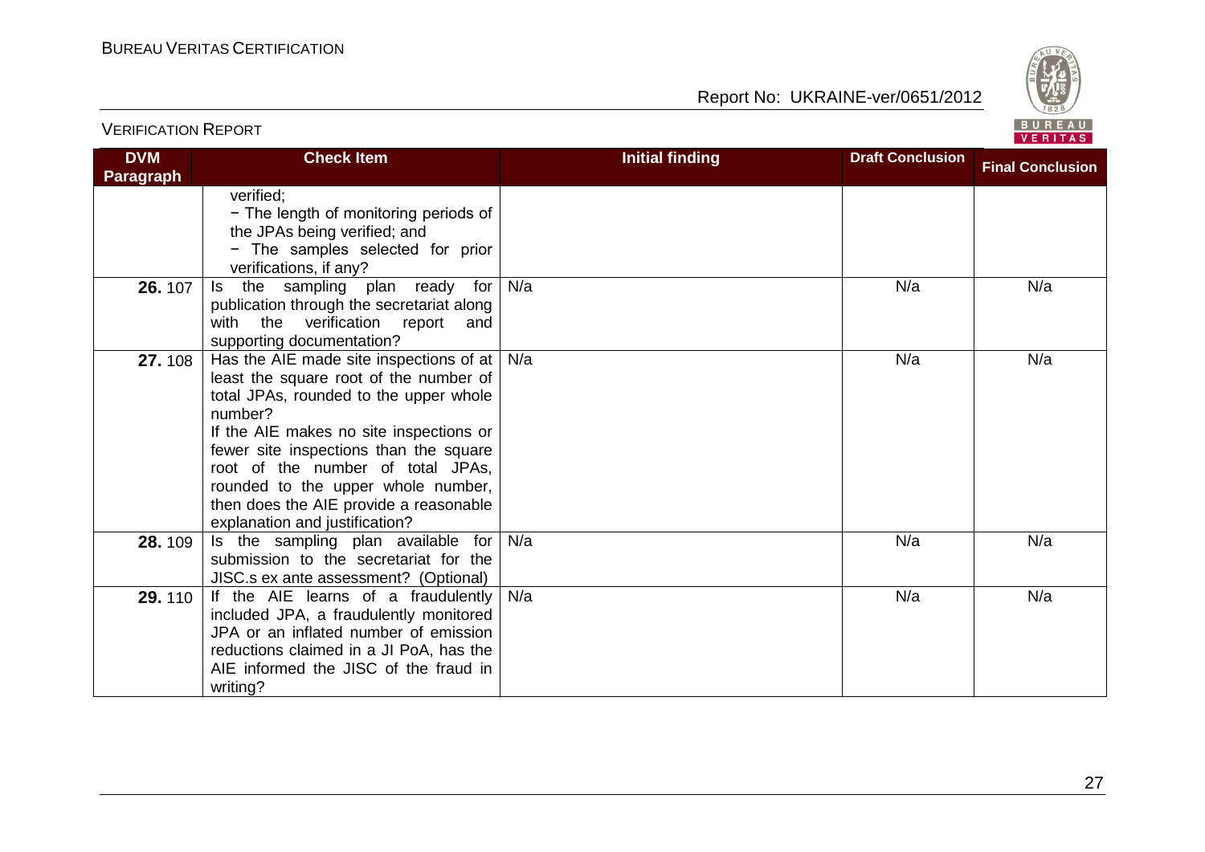| DVM Paragraph | Check Item | Initial finding | Draft Conclusion | Final Conclusion |
|---|---|---|---|---|
| | verified;<br>− The length of monitoring periods of the JPAs being verified; and<br>− The samples selected for prior verifications, if any? | | | |
| **26.** 107 | Is the sampling plan ready for publication through the secretariat along with the verification report and supporting documentation? | N/a | N/a | N/a |
| **27.** 108 | Has the AIE made site inspections of at least the square root of the number of total JPAs, rounded to the upper whole number?<br>If the AIE makes no site inspections or fewer site inspections than the square root of the number of total JPAs, rounded to the upper whole number, then does the AIE provide a reasonable explanation and justification? | N/a | N/a | N/a |
| **28.** 109 | Is the sampling plan available for submission to the secretariat for the JISC.s ex ante assessment? (Optional) | N/a | N/a | N/a |
| **29.** 110 | If the AIE learns of a fraudulently included JPA, a fraudulently monitored JPA or an inflated number of emission reductions claimed in a JI PoA, has the AIE informed the JISC of the fraud in writing? | N/a | N/a | N/a |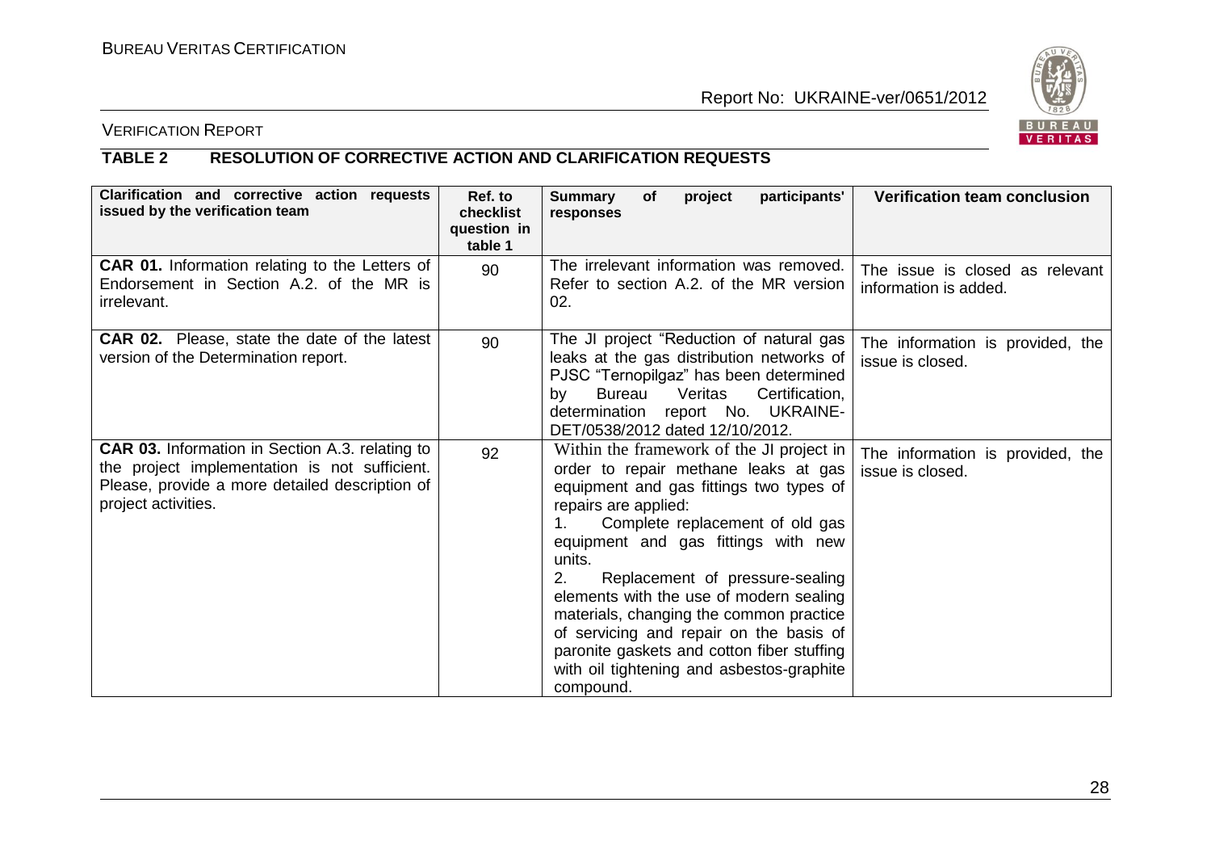VERIFICATION REPORT

## TABLE 2 RESOLUTION OF CORRECTIVE ACTION AND CLARIFICATION REQUESTS

| Clarification and corrective action requests issued by the verification team | Ref. to checklist question in table 1 | Summary of project participants' responses | Verification team conclusion |
|---|---|---|---|
| **CAR 01.** Information relating to the Letters of Endorsement in Section A.2. of the MR is irrelevant. | 90 | The irrelevant information was removed. Refer to section A.2. of the MR version 02. | The issue is closed as relevant information is added. |
| **CAR 02.** Please, state the date of the latest version of the Determination report. | 90 | The JI project "Reduction of natural gas leaks at the gas distribution networks of PJSC "Ternopilgaz" has been determined by Bureau Veritas Certification, determination report No. UKRAINE-DET/0538/2012 dated 12/10/2012. | The information is provided, the issue is closed. |
| **CAR 03.** Information in Section A.3. relating to the project implementation is not sufficient. Please, provide a more detailed description of project activities. | 92 | Within the framework of the JI project in order to repair methane leaks at gas equipment and gas fittings two types of repairs are applied:<br>1. Complete replacement of old gas equipment and gas fittings with new units.<br>2. Replacement of pressure-sealing elements with the use of modern sealing materials, changing the common practice of servicing and repair on the basis of paronite gaskets and cotton fiber stuffing with oil tightening and asbestos-graphite compound. | The information is provided, the issue is closed. |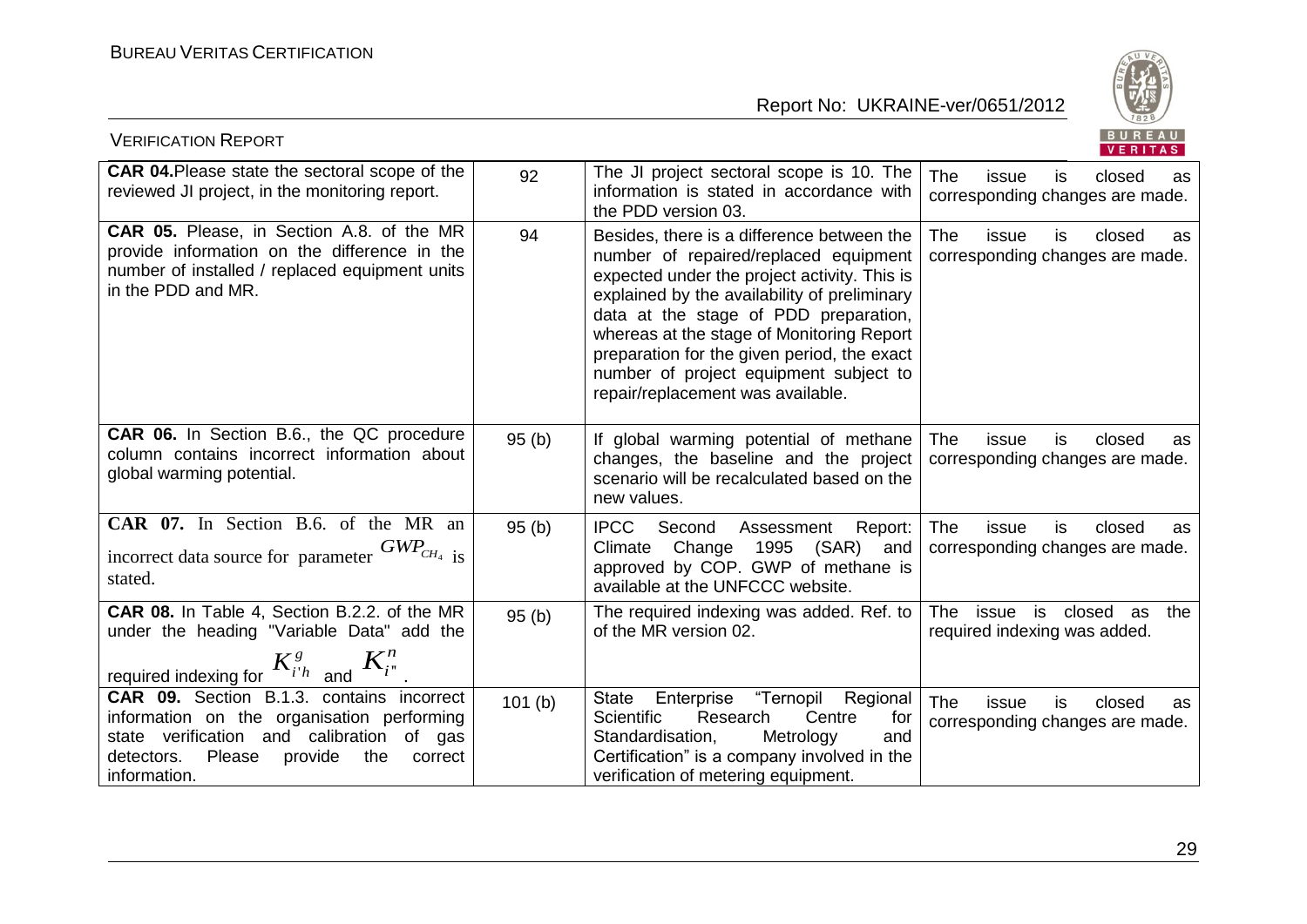| | | | |
|---|---|---|---|
| **CAR 04.** Please state the sectoral scope of the reviewed JI project, in the monitoring report. | 92 | The JI project sectoral scope is 10. The information is stated in accordance with the PDD version 03. | The issue is closed as corresponding changes are made. |
| **CAR 05.** Please, in Section A.8. of the MR provide information on the difference in the number of installed / replaced equipment units in the PDD and MR. | 94 | Besides, there is a difference between the number of repaired/replaced equipment expected under the project activity. This is explained by the availability of preliminary data at the stage of PDD preparation, whereas at the stage of Monitoring Report preparation for the given period, the exact number of project equipment subject to repair/replacement was available. | The issue is closed as corresponding changes are made. |
| **CAR 06.** In Section B.6., the QC procedure column contains incorrect information about global warming potential. | 95 (b) | If global warming potential of methane changes, the baseline and the project scenario will be recalculated based on the new values. | The issue is closed as corresponding changes are made. |
| **CAR 07.** In Section B.6. of the MR an incorrect data source for parameter $GWP_{CH_4}$ is stated. | 95 (b) | IPCC Second Assessment Report: Climate Change 1995 (SAR) and approved by COP. GWP of methane is available at the UNFCCC website. | The issue is closed as corresponding changes are made. |
| **CAR 08.** In Table 4, Section B.2.2. of the MR under the heading "Variable Data" add the required indexing for $K^{g}_{i'h}$ and $K^{n}_{i''}$. | 95 (b) | The required indexing was added. Ref. to of the MR version 02. | The issue is closed as the required indexing was added. |
| **CAR 09.** Section B.1.3. contains incorrect information on the organisation performing state verification and calibration of gas detectors. Please provide the correct information. | 101 (b) | State Enterprise "Ternopil Regional Scientific Research Centre for Standardisation, Metrology and Certification" is a company involved in the verification of metering equipment. | The issue is closed as corresponding changes are made. |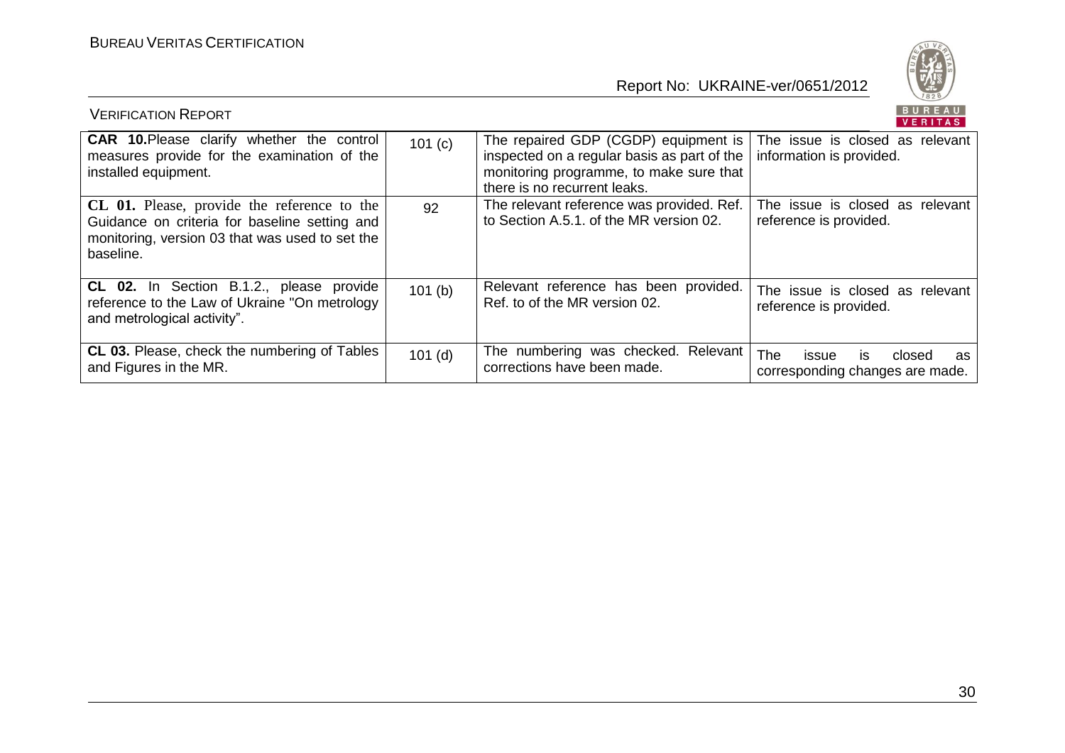| | | | |
|---|---|---|---|
| **CAR 10.** Please clarify whether the control measures provide for the examination of the installed equipment. | 101 (c) | The repaired GDP (CGDP) equipment is inspected on a regular basis as part of the monitoring programme, to make sure that there is no recurrent leaks. | The issue is closed as relevant information is provided. |
| **CL 01.** Please, provide the reference to the Guidance on criteria for baseline setting and monitoring, version 03 that was used to set the baseline. | 92 | The relevant reference was provided. Ref. to Section A.5.1. of the MR version 02. | The issue is closed as relevant reference is provided. |
| **CL 02.** In Section B.1.2., please provide reference to the Law of Ukraine "On metrology and metrological activity". | 101 (b) | Relevant reference has been provided. Ref. to of the MR version 02. | The issue is closed as relevant reference is provided. |
| **CL 03.** Please, check the numbering of Tables and Figures in the MR. | 101 (d) | The numbering was checked. Relevant corrections have been made. | The issue is closed as corresponding changes are made. |